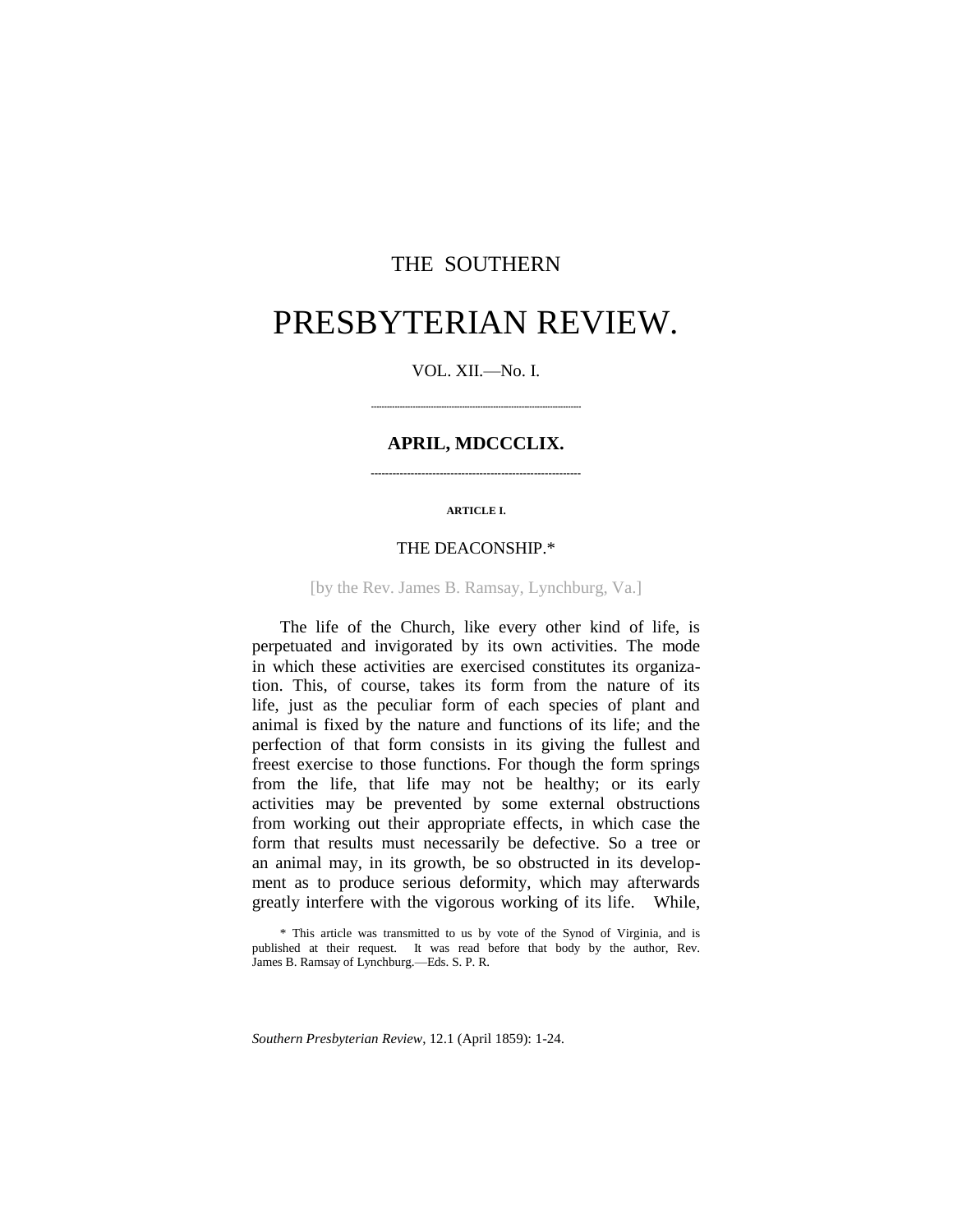THE SOUTHERN

# PRESBYTERIAN REVIEW.

VOL. XII.—No. I.

---

## APRIL, MDCCCLIX.

---

**ARTICLE I.**

## THE DEACONSHIP.*

[by the Rev. James B. Ramsay, Lynchburg, Va.]

The life of the Church, like every other kind of life, is perpetuated and invigorated by its own activities. The mode in which these activities are exercised constitutes its organization. This, of course, takes its form from the nature of its life, just as the peculiar form of each species of plant and animal is fixed by the nature and functions of its life; and the perfection of that form consists in its giving the fullest and freest exercise to those functions. For though the form springs from the life, that life may not be healthy; or its early activities may be prevented by some external obstructions from working out their appropriate effects, in which case the form that results must necessarily be defective. So a tree or an animal may, in its growth, be so obstructed in its development as to produce serious deformity, which may afterwards greatly interfere with the vigorous working of its life. While,

* This article was transmitted to us by vote of the Synod of Virginia, and is published at their request. It was read before that body by the author, Rev. James B. Ramsay of Lynchburg.—Eds. S. P. R.

*Southern Presbyterian Review*, 12.1 (April 1859): 1-24.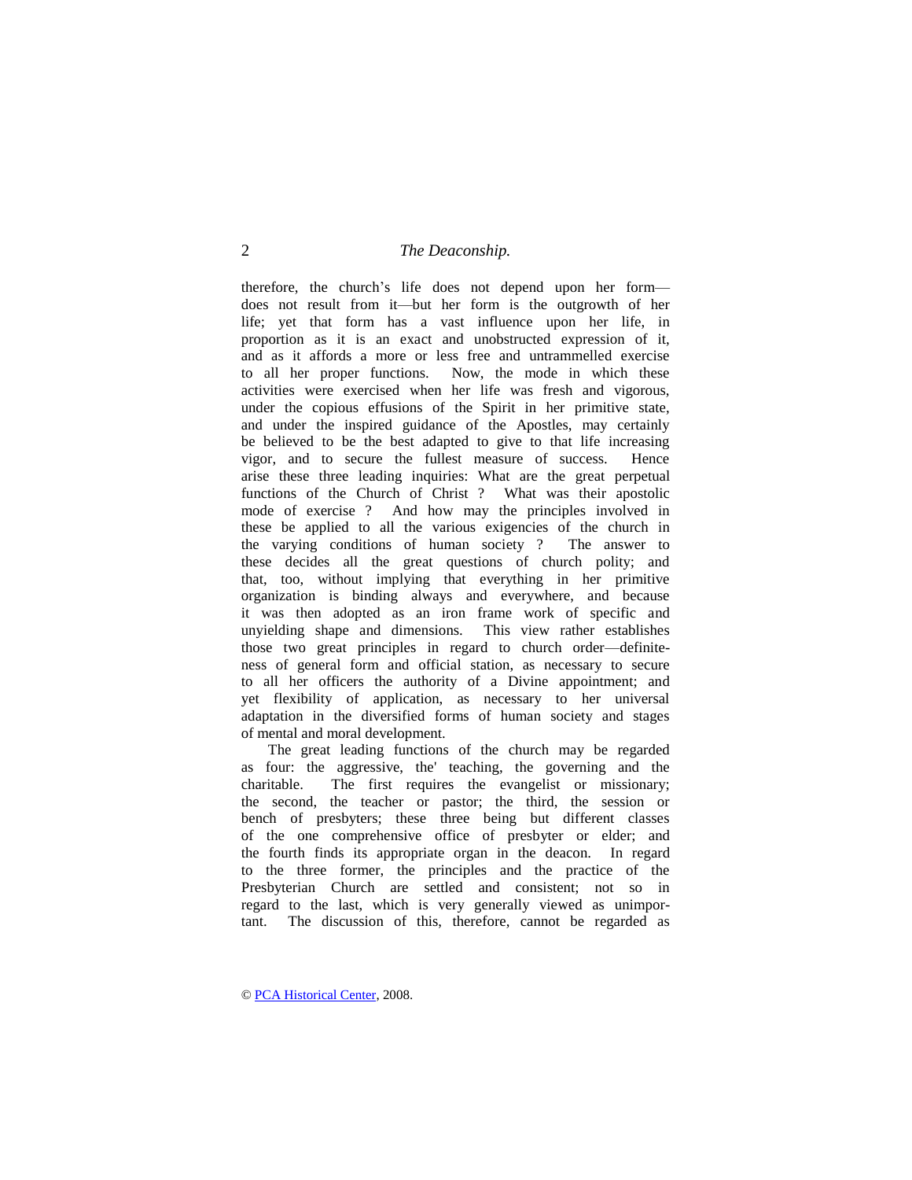therefore, the church's life does not depend upon her form—does not result from it—but her form is the outgrowth of her life; yet that form has a vast influence upon her life, in proportion as it is an exact and unobstructed expression of it, and as it affords a more or less free and untrammelled exercise to all her proper functions. Now, the mode in which these activities were exercised when her life was fresh and vigorous, under the copious effusions of the Spirit in her primitive state, and under the inspired guidance of the Apostles, may certainly be believed to be the best adapted to give to that life increasing vigor, and to secure the fullest measure of success. Hence arise these three leading inquiries: What are the great perpetual functions of the Church of Christ ? What was their apostolic mode of exercise ? And how may the principles involved in these be applied to all the various exigencies of the church in the varying conditions of human society ? The answer to these decides all the great questions of church polity; and that, too, without implying that everything in her primitive organization is binding always and everywhere, and because it was then adopted as an iron frame work of specific and unyielding shape and dimensions. This view rather establishes those two great principles in regard to church order—definiteness of general form and official station, as necessary to secure to all her officers the authority of a Divine appointment; and yet flexibility of application, as necessary to her universal adaptation in the diversified forms of human society and stages of mental and moral development.

The great leading functions of the church may be regarded as four: the aggressive, the' teaching, the governing and the charitable. The first requires the evangelist or missionary; the second, the teacher or pastor; the third, the session or bench of presbyters; these three being but different classes of the one comprehensive office of presbyter or elder; and the fourth finds its appropriate organ in the deacon. In regard to the three former, the principles and the practice of the Presbyterian Church are settled and consistent; not so in regard to the last, which is very generally viewed as unimportant. The discussion of this, therefore, cannot be regarded as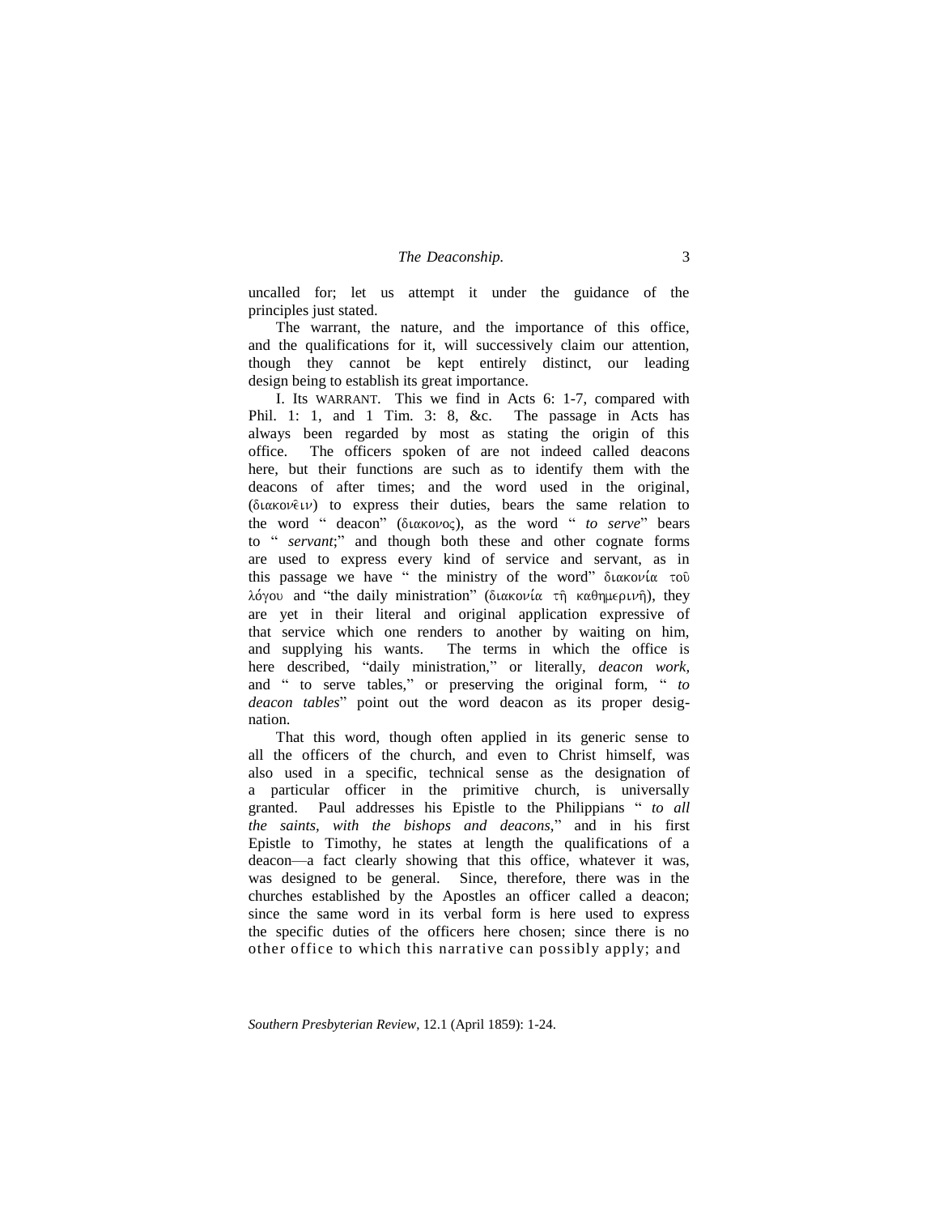uncalled for; let us attempt it under the guidance of the principles just stated.

The warrant, the nature, and the importance of this office, and the qualifications for it, will successively claim our attention, though they cannot be kept entirely distinct, our leading design being to establish its great importance.

I. Its WARRANT. This we find in Acts 6: 1-7, compared with Phil. 1: 1, and 1 Tim. 3: 8, &c. The passage in Acts has always been regarded by most as stating the origin of this office. The officers spoken of are not indeed called deacons here, but their functions are such as to identify them with the deacons of after times; and the word used in the original, (διακονεῖν) to express their duties, bears the same relation to the word " deacon" (διακονος), as the word " *to serve*" bears to " *servant*;" and though both these and other cognate forms are used to express every kind of service and servant, as in this passage we have " the ministry of the word" διακονία τοῦ λόγου and "the daily ministration" (διακονία τῆ καθημερινῆ), they are yet in their literal and original application expressive of that service which one renders to another by waiting on him, and supplying his wants. The terms in which the office is here described, "daily ministration," or literally, *deacon work,* and " to serve tables," or preserving the original form, " *to deacon tables*" point out the word deacon as its proper designation.

That this word, though often applied in its generic sense to all the officers of the church, and even to Christ himself, was also used in a specific, technical sense as the designation of a particular officer in the primitive church, is universally granted. Paul addresses his Epistle to the Philippians " *to all the saints, with the bishops and deacons*," and in his first Epistle to Timothy, he states at length the qualifications of a deacon—a fact clearly showing that this office, whatever it was, was designed to be general. Since, therefore, there was in the churches established by the Apostles an officer called a deacon; since the same word in its verbal form is here used to express the specific duties of the officers here chosen; since there is no other office to which this narrative can possibly apply; and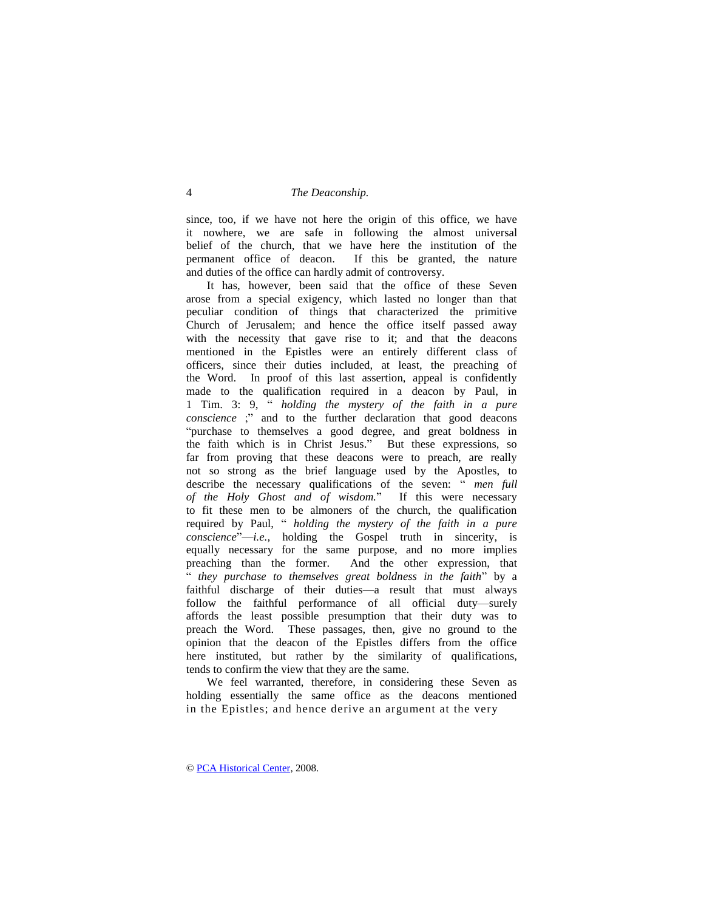since, too, if we have not here the origin of this office, we have it nowhere, we are safe in following the almost universal belief of the church, that we have here the institution of the permanent office of deacon. If this be granted, the nature and duties of the office can hardly admit of controversy.

It has, however, been said that the office of these Seven arose from a special exigency, which lasted no longer than that peculiar condition of things that characterized the primitive Church of Jerusalem; and hence the office itself passed away with the necessity that gave rise to it; and that the deacons mentioned in the Epistles were an entirely different class of officers, since their duties included, at least, the preaching of the Word. In proof of this last assertion, appeal is confidently made to the qualification required in a deacon by Paul, in 1 Tim. 3: 9, " *holding the mystery of the faith in a pure conscience* ;" and to the further declaration that good deacons "purchase to themselves a good degree, and great boldness in the faith which is in Christ Jesus." But these expressions, so far from proving that these deacons were to preach, are really not so strong as the brief language used by the Apostles, to describe the necessary qualifications of the seven: " *men full of the Holy Ghost and of wisdom.*" If this were necessary to fit these men to be almoners of the church, the qualification required by Paul, " *holding the mystery of the faith in a pure conscience*"—*i.e.,* holding the Gospel truth in sincerity, is equally necessary for the same purpose, and no more implies preaching than the former. And the other expression, that " *they purchase to themselves great boldness in the faith*" by a faithful discharge of their duties—a result that must always follow the faithful performance of all official duty—surely affords the least possible presumption that their duty was to preach the Word. These passages, then, give no ground to the opinion that the deacon of the Epistles differs from the office here instituted, but rather by the similarity of qualifications, tends to confirm the view that they are the same.

We feel warranted, therefore, in considering these Seven as holding essentially the same office as the deacons mentioned in the Epistles; and hence derive an argument at the very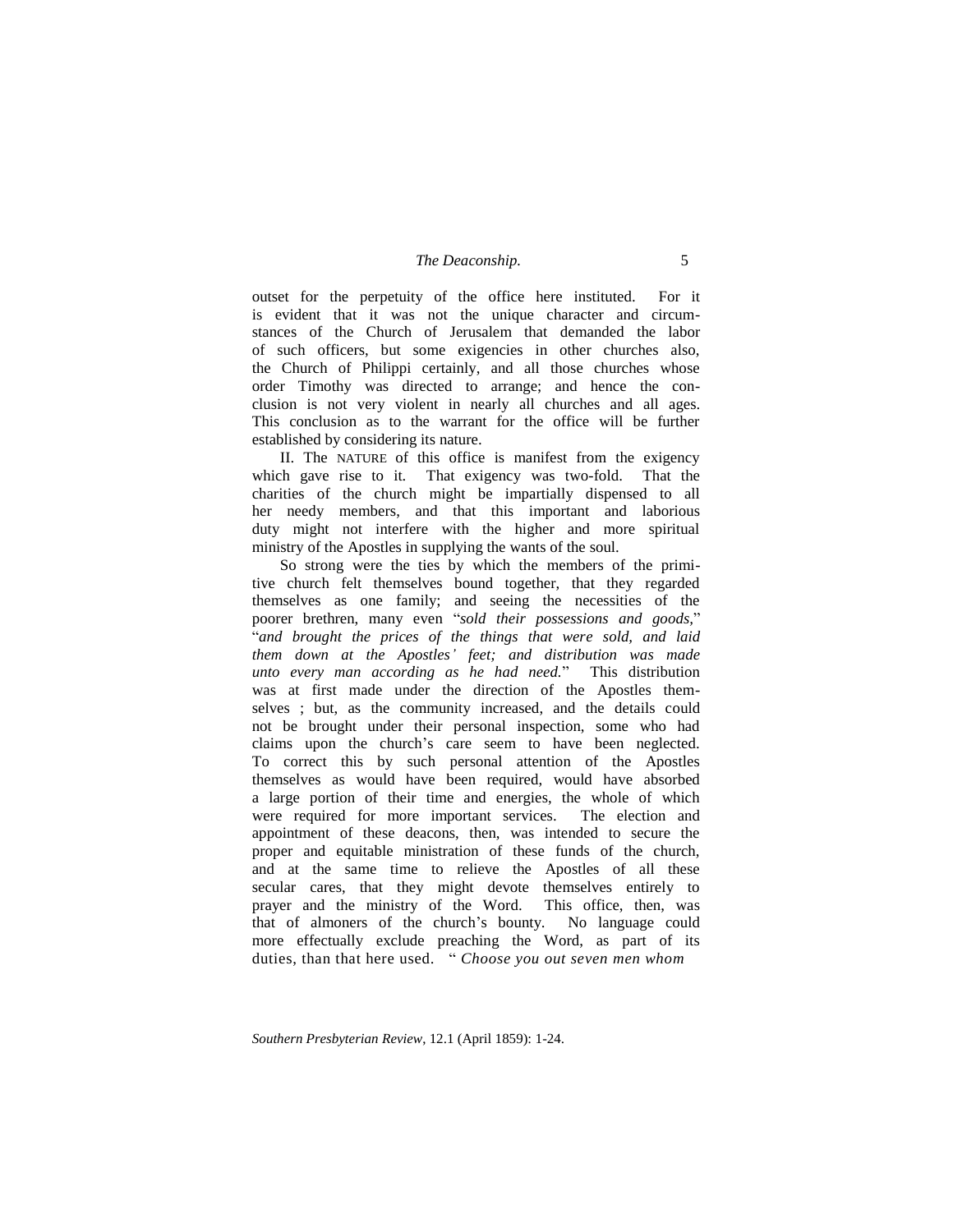outset for the perpetuity of the office here instituted. For it is evident that it was not the unique character and circumstances of the Church of Jerusalem that demanded the labor of such officers, but some exigencies in other churches also, the Church of Philippi certainly, and all those churches whose order Timothy was directed to arrange; and hence the conclusion is not very violent in nearly all churches and all ages. This conclusion as to the warrant for the office will be further established by considering its nature.

II. The NATURE of this office is manifest from the exigency which gave rise to it. That exigency was two-fold. That the charities of the church might be impartially dispensed to all her needy members, and that this important and laborious duty might not interfere with the higher and more spiritual ministry of the Apostles in supplying the wants of the soul.

So strong were the ties by which the members of the primitive church felt themselves bound together, that they regarded themselves as one family; and seeing the necessities of the poorer brethren, many even "*sold their possessions and goods,*" "*and brought the prices of the things that were sold, and laid them down at the Apostles' feet; and distribution was made unto every man according as he had need.*" This distribution was at first made under the direction of the Apostles themselves ; but, as the community increased, and the details could not be brought under their personal inspection, some who had claims upon the church's care seem to have been neglected. To correct this by such personal attention of the Apostles themselves as would have been required, would have absorbed a large portion of their time and energies, the whole of which were required for more important services. The election and appointment of these deacons, then, was intended to secure the proper and equitable ministration of these funds of the church, and at the same time to relieve the Apostles of all these secular cares, that they might devote themselves entirely to prayer and the ministry of the Word. This office, then, was that of almoners of the church's bounty. No language could more effectually exclude preaching the Word, as part of its duties, than that here used. " *Choose you out seven men whom*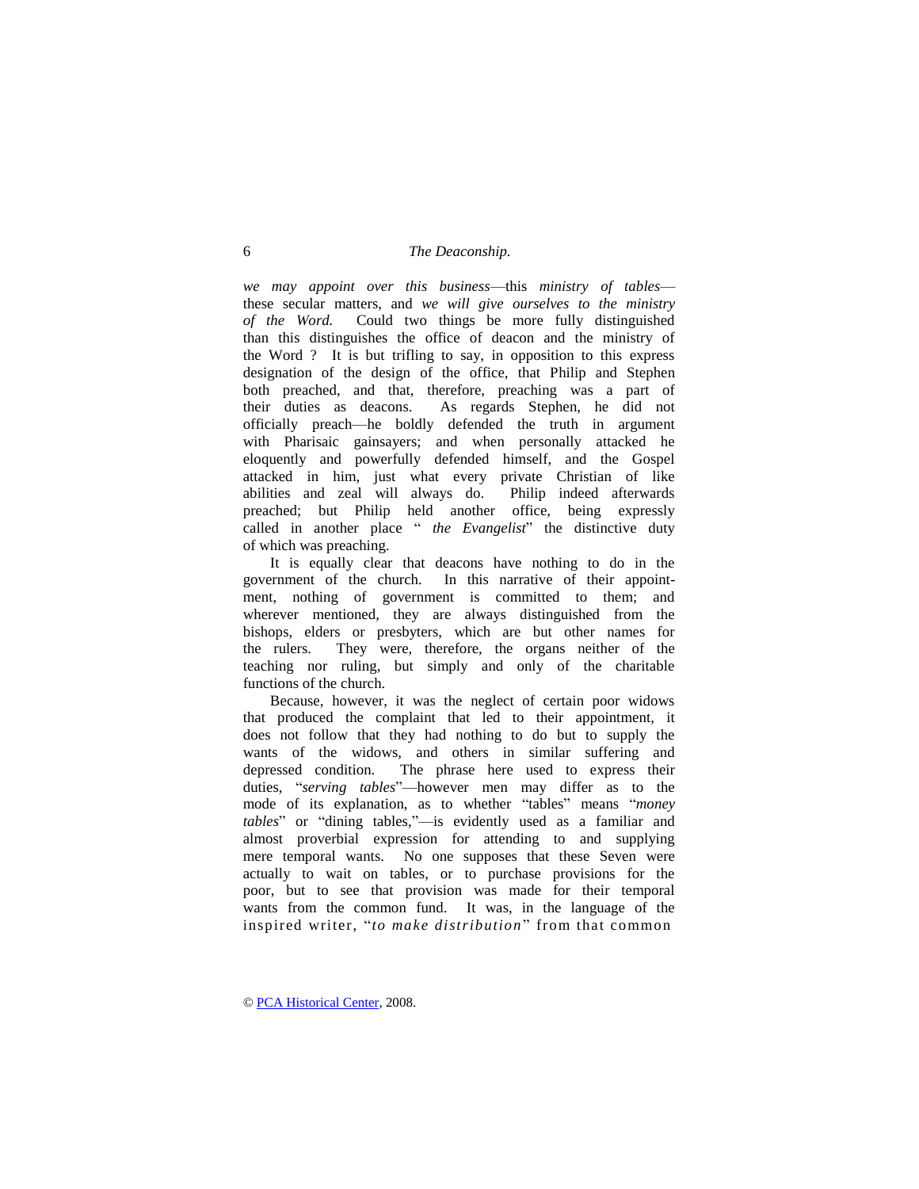*we may appoint over this business*—this *ministry of tables*—these secular matters, and *we will give ourselves to the ministry of the Word.* Could two things be more fully distinguished than this distinguishes the office of deacon and the ministry of the Word ? It is but trifling to say, in opposition to this express designation of the design of the office, that Philip and Stephen both preached, and that, therefore, preaching was a part of their duties as deacons. As regards Stephen, he did not officially preach—he boldly defended the truth in argument with Pharisaic gainsayers; and when personally attacked he eloquently and powerfully defended himself, and the Gospel attacked in him, just what every private Christian of like abilities and zeal will always do. Philip indeed afterwards preached; but Philip held another office, being expressly called in another place " *the Evangelist*" the distinctive duty of which was preaching.

It is equally clear that deacons have nothing to do in the government of the church. In this narrative of their appointment, nothing of government is committed to them; and wherever mentioned, they are always distinguished from the bishops, elders or presbyters, which are but other names for the rulers. They were, therefore, the organs neither of the teaching nor ruling, but simply and only of the charitable functions of the church.

Because, however, it was the neglect of certain poor widows that produced the complaint that led to their appointment, it does not follow that they had nothing to do but to supply the wants of the widows, and others in similar suffering and depressed condition. The phrase here used to express their duties, "*serving tables*"—however men may differ as to the mode of its explanation, as to whether "tables" means "*money tables*" or "dining tables,"—is evidently used as a familiar and almost proverbial expression for attending to and supplying mere temporal wants. No one supposes that these Seven were actually to wait on tables, or to purchase provisions for the poor, but to see that provision was made for their temporal wants from the common fund. It was, in the language of the inspired writer, "*to make distribution*" from that common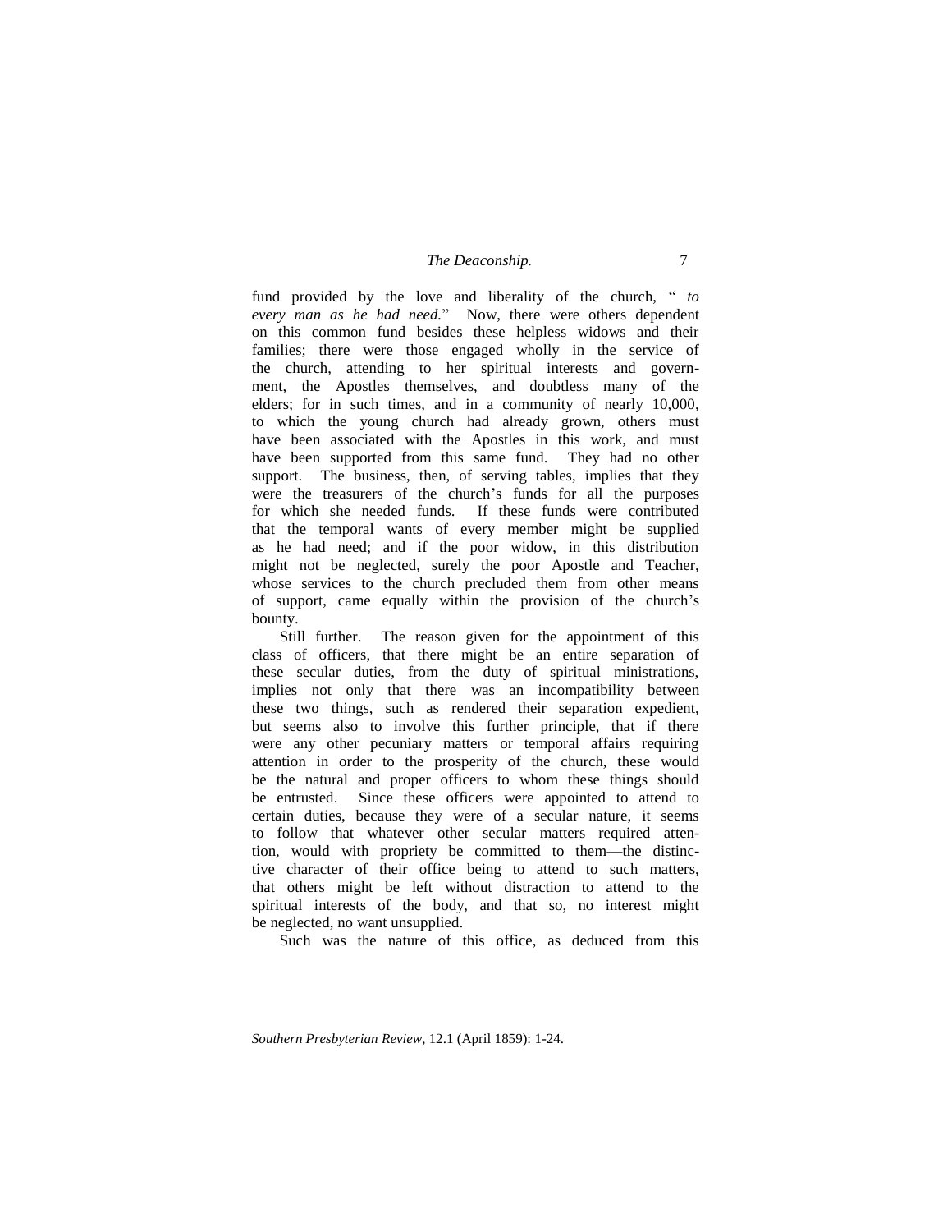fund provided by the love and liberality of the church, " *to every man as he had need.*" Now, there were others dependent on this common fund besides these helpless widows and their families; there were those engaged wholly in the service of the church, attending to her spiritual interests and government, the Apostles themselves, and doubtless many of the elders; for in such times, and in a community of nearly 10,000, to which the young church had already grown, others must have been associated with the Apostles in this work, and must have been supported from this same fund. They had no other support. The business, then, of serving tables, implies that they were the treasurers of the church's funds for all the purposes for which she needed funds. If these funds were contributed that the temporal wants of every member might be supplied as he had need; and if the poor widow, in this distribution might not be neglected, surely the poor Apostle and Teacher, whose services to the church precluded them from other means of support, came equally within the provision of the church's bounty.

Still further. The reason given for the appointment of this class of officers, that there might be an entire separation of these secular duties, from the duty of spiritual ministrations, implies not only that there was an incompatibility between these two things, such as rendered their separation expedient, but seems also to involve this further principle, that if there were any other pecuniary matters or temporal affairs requiring attention in order to the prosperity of the church, these would be the natural and proper officers to whom these things should be entrusted. Since these officers were appointed to attend to certain duties, because they were of a secular nature, it seems to follow that whatever other secular matters required attention, would with propriety be committed to them—the distinctive character of their office being to attend to such matters, that others might be left without distraction to attend to the spiritual interests of the body, and that so, no interest might be neglected, no want unsupplied.

Such was the nature of this office, as deduced from this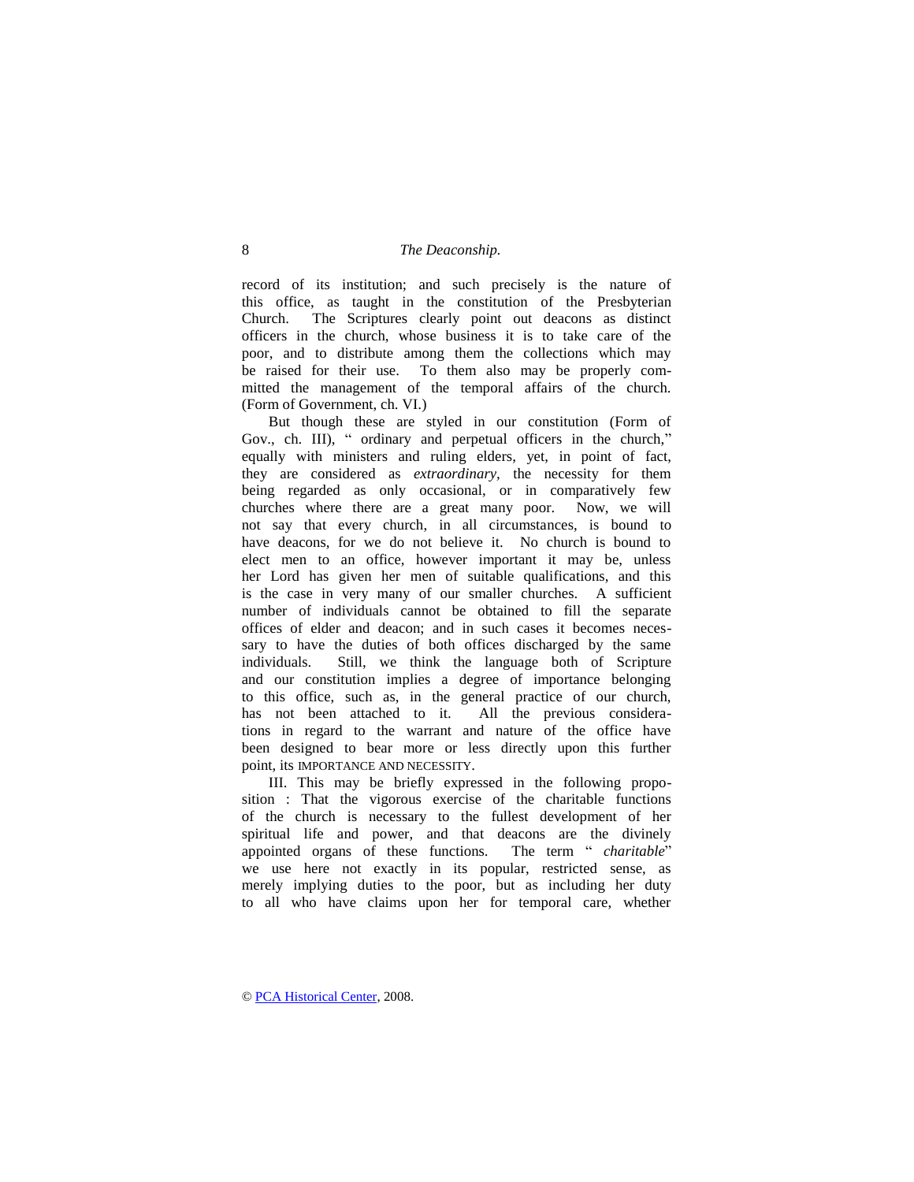record of its institution; and such precisely is the nature of this office, as taught in the constitution of the Presbyterian Church. The Scriptures clearly point out deacons as distinct officers in the church, whose business it is to take care of the poor, and to distribute among them the collections which may be raised for their use. To them also may be properly committed the management of the temporal affairs of the church. (Form of Government, ch. VI.)

But though these are styled in our constitution (Form of Gov., ch. III), " ordinary and perpetual officers in the church," equally with ministers and ruling elders, yet, in point of fact, they are considered as *extraordinary*, the necessity for them being regarded as only occasional, or in comparatively few churches where there are a great many poor. Now, we will not say that every church, in all circumstances, is bound to have deacons, for we do not believe it. No church is bound to elect men to an office, however important it may be, unless her Lord has given her men of suitable qualifications, and this is the case in very many of our smaller churches. A sufficient number of individuals cannot be obtained to fill the separate offices of elder and deacon; and in such cases it becomes necessary to have the duties of both offices discharged by the same individuals. Still, we think the language both of Scripture and our constitution implies a degree of importance belonging to this office, such as, in the general practice of our church, has not been attached to it. All the previous considerations in regard to the warrant and nature of the office have been designed to bear more or less directly upon this further point, its IMPORTANCE AND NECESSITY.

III. This may be briefly expressed in the following proposition : That the vigorous exercise of the charitable functions of the church is necessary to the fullest development of her spiritual life and power, and that deacons are the divinely appointed organs of these functions. The term " *charitable*" we use here not exactly in its popular, restricted sense, as merely implying duties to the poor, but as including her duty to all who have claims upon her for temporal care, whether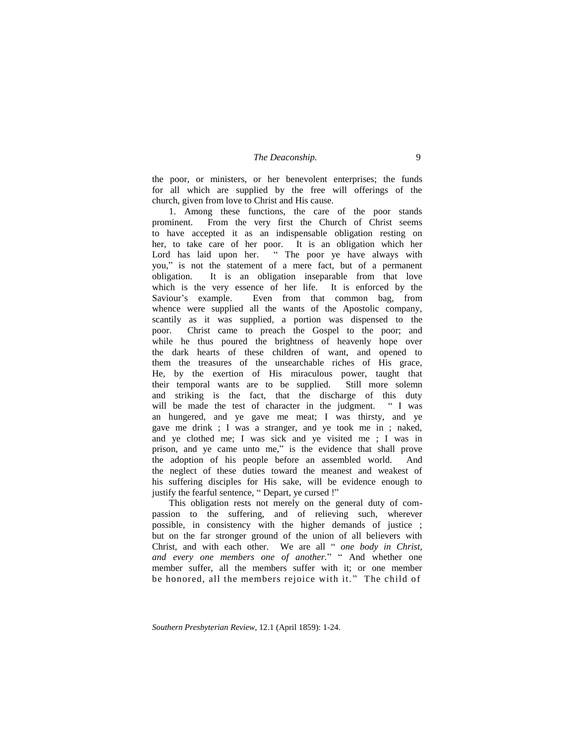the poor, or ministers, or her benevolent enterprises; the funds for all which are supplied by the free will offerings of the church, given from love to Christ and His cause.

1. Among these functions, the care of the poor stands prominent. From the very first the Church of Christ seems to have accepted it as an indispensable obligation resting on her, to take care of her poor. It is an obligation which her Lord has laid upon her. " The poor ye have always with you," is not the statement of a mere fact, but of a permanent obligation. It is an obligation inseparable from that love which is the very essence of her life. It is enforced by the Saviour's example. Even from that common bag, from whence were supplied all the wants of the Apostolic company, scantily as it was supplied, a portion was dispensed to the poor. Christ came to preach the Gospel to the poor; and while he thus poured the brightness of heavenly hope over the dark hearts of these children of want, and opened to them the treasures of the unsearchable riches of His grace, He, by the exertion of His miraculous power, taught that their temporal wants are to be supplied. Still more solemn and striking is the fact, that the discharge of this duty will be made the test of character in the judgment. " I was an hungered, and ye gave me meat; I was thirsty, and ye gave me drink ; I was a stranger, and ye took me in ; naked, and ye clothed me; I was sick and ye visited me ; I was in prison, and ye came unto me," is the evidence that shall prove the adoption of his people before an assembled world. And the neglect of these duties toward the meanest and weakest of his suffering disciples for His sake, will be evidence enough to justify the fearful sentence, " Depart, ye cursed !"

This obligation rests not merely on the general duty of compassion to the suffering, and of relieving such, wherever possible, in consistency with the higher demands of justice ; but on the far stronger ground of the union of all believers with Christ, and with each other. We are all " *one body in Christ, and every one members one of another.*" " And whether one member suffer, all the members suffer with it; or one member be honored, all the members rejoice with it." The child of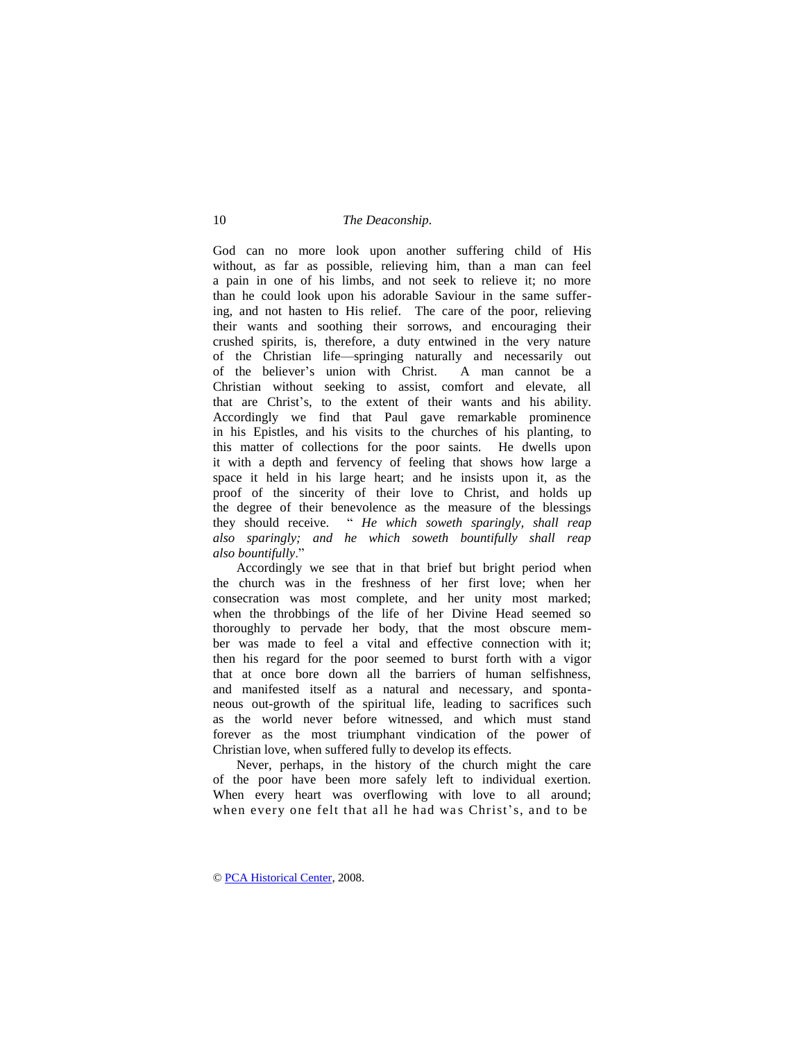God can no more look upon another suffering child of His without, as far as possible, relieving him, than a man can feel a pain in one of his limbs, and not seek to relieve it; no more than he could look upon his adorable Saviour in the same suffering, and not hasten to His relief. The care of the poor, relieving their wants and soothing their sorrows, and encouraging their crushed spirits, is, therefore, a duty entwined in the very nature of the Christian life—springing naturally and necessarily out of the believer's union with Christ. A man cannot be a Christian without seeking to assist, comfort and elevate, all that are Christ's, to the extent of their wants and his ability. Accordingly we find that Paul gave remarkable prominence in his Epistles, and his visits to the churches of his planting, to this matter of collections for the poor saints. He dwells upon it with a depth and fervency of feeling that shows how large a space it held in his large heart; and he insists upon it, as the proof of the sincerity of their love to Christ, and holds up the degree of their benevolence as the measure of the blessings they should receive. "*He which soweth sparingly, shall reap also sparingly; and he which soweth bountifully shall reap also bountifully*."

Accordingly we see that in that brief but bright period when the church was in the freshness of her first love; when her consecration was most complete, and her unity most marked; when the throbbings of the life of her Divine Head seemed so thoroughly to pervade her body, that the most obscure member was made to feel a vital and effective connection with it; then his regard for the poor seemed to burst forth with a vigor that at once bore down all the barriers of human selfishness, and manifested itself as a natural and necessary, and spontaneous out-growth of the spiritual life, leading to sacrifices such as the world never before witnessed, and which must stand forever as the most triumphant vindication of the power of Christian love, when suffered fully to develop its effects.

Never, perhaps, in the history of the church might the care of the poor have been more safely left to individual exertion. When every heart was overflowing with love to all around; when every one felt that all he had was Christ's, and to be

© PCA Historical Center, 2008.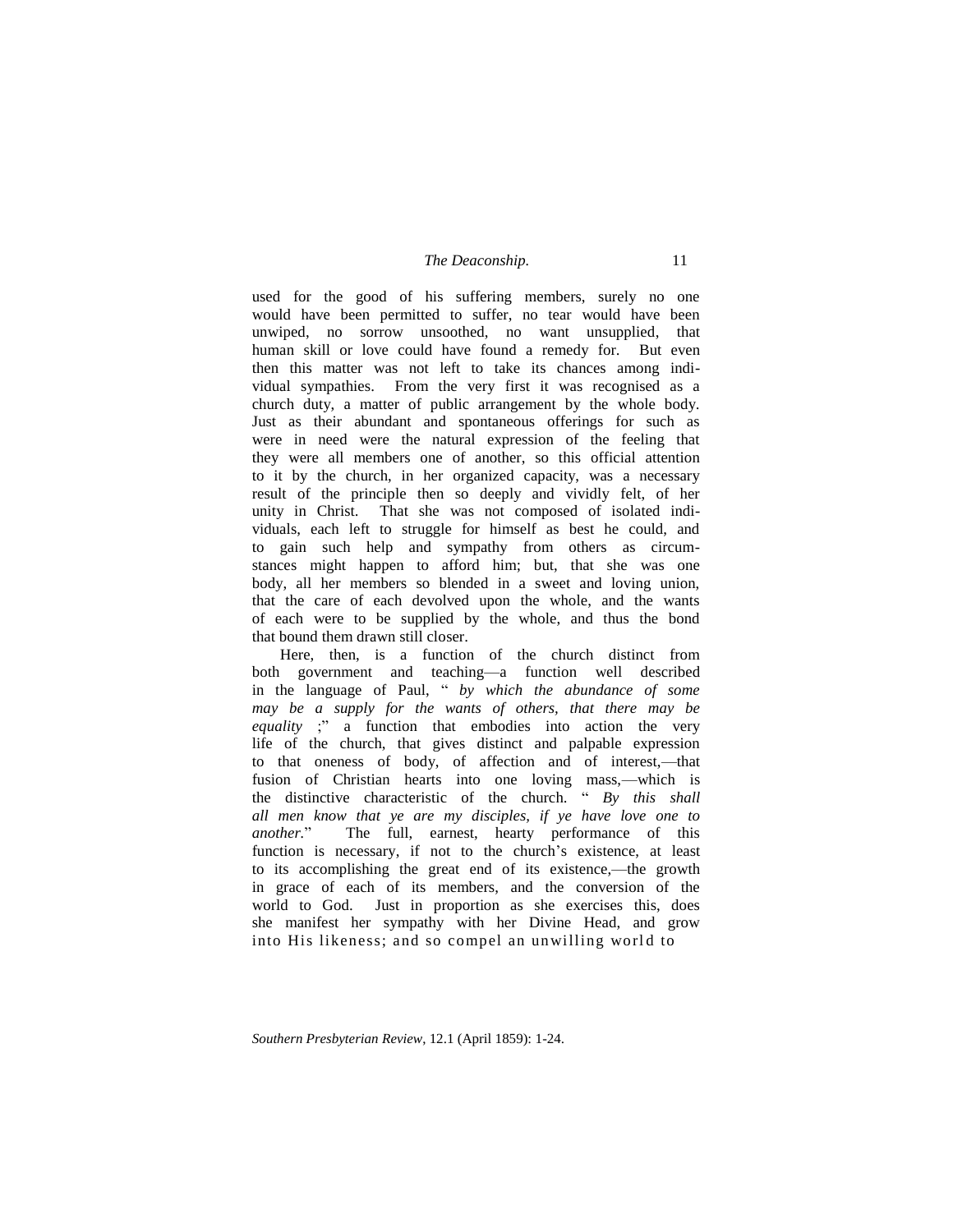used for the good of his suffering members, surely no one would have been permitted to suffer, no tear would have been unwiped, no sorrow unsoothed, no want unsupplied, that human skill or love could have found a remedy for. But even then this matter was not left to take its chances among individual sympathies. From the very first it was recognised as a church duty, a matter of public arrangement by the whole body. Just as their abundant and spontaneous offerings for such as were in need were the natural expression of the feeling that they were all members one of another, so this official attention to it by the church, in her organized capacity, was a necessary result of the principle then so deeply and vividly felt, of her unity in Christ. That she was not composed of isolated individuals, each left to struggle for himself as best he could, and to gain such help and sympathy from others as circumstances might happen to afford him; but, that she was one body, all her members so blended in a sweet and loving union, that the care of each devolved upon the whole, and the wants of each were to be supplied by the whole, and thus the bond that bound them drawn still closer.

Here, then, is a function of the church distinct from both government and teaching—a function well described in the language of Paul, "*by which the abundance of some may be a supply for the wants of others, that there may be equality*;" a function that embodies into action the very life of the church, that gives distinct and palpable expression to that oneness of body, of affection and of interest,—that fusion of Christian hearts into one loving mass,—which is the distinctive characteristic of the church. "*By this shall all men know that ye are my disciples, if ye have love one to another.*" The full, earnest, hearty performance of this function is necessary, if not to the church's existence, at least to its accomplishing the great end of its existence,—the growth in grace of each of its members, and the conversion of the world to God. Just in proportion as she exercises this, does she manifest her sympathy with her Divine Head, and grow into His likeness; and so compel an unwilling world to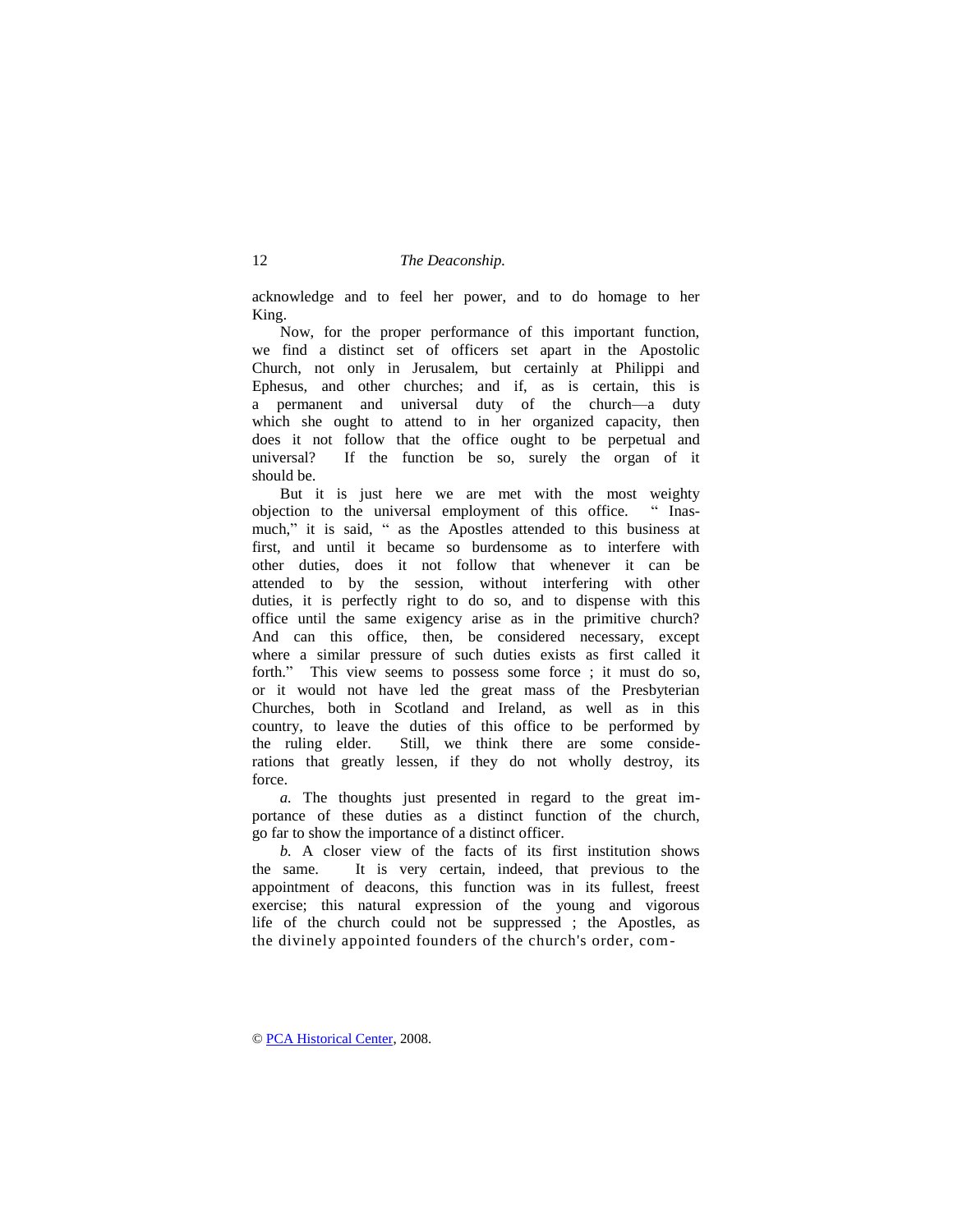acknowledge and to feel her power, and to do homage to her King.

Now, for the proper performance of this important function, we find a distinct set of officers set apart in the Apostolic Church, not only in Jerusalem, but certainly at Philippi and Ephesus, and other churches; and if, as is certain, this is a permanent and universal duty of the church—a duty which she ought to attend to in her organized capacity, then does it not follow that the office ought to be perpetual and universal? If the function be so, surely the organ of it should be.

But it is just here we are met with the most weighty objection to the universal employment of this office. "Inasmuch," it is said, "as the Apostles attended to this business at first, and until it became so burdensome as to interfere with other duties, does it not follow that whenever it can be attended to by the session, without interfering with other duties, it is perfectly right to do so, and to dispense with this office until the same exigency arise as in the primitive church? And can this office, then, be considered necessary, except where a similar pressure of such duties exists as first called it forth." This view seems to possess some force ; it must do so, or it would not have led the great mass of the Presbyterian Churches, both in Scotland and Ireland, as well as in this country, to leave the duties of this office to be performed by the ruling elder. Still, we think there are some considerations that greatly lessen, if they do not wholly destroy, its force.

*a.* The thoughts just presented in regard to the great importance of these duties as a distinct function of the church, go far to show the importance of a distinct officer.

*b.* A closer view of the facts of its first institution shows the same. It is very certain, indeed, that previous to the appointment of deacons, this function was in its fullest, freest exercise; this natural expression of the young and vigorous life of the church could not be suppressed ; the Apostles, as the divinely appointed founders of the church's order, com-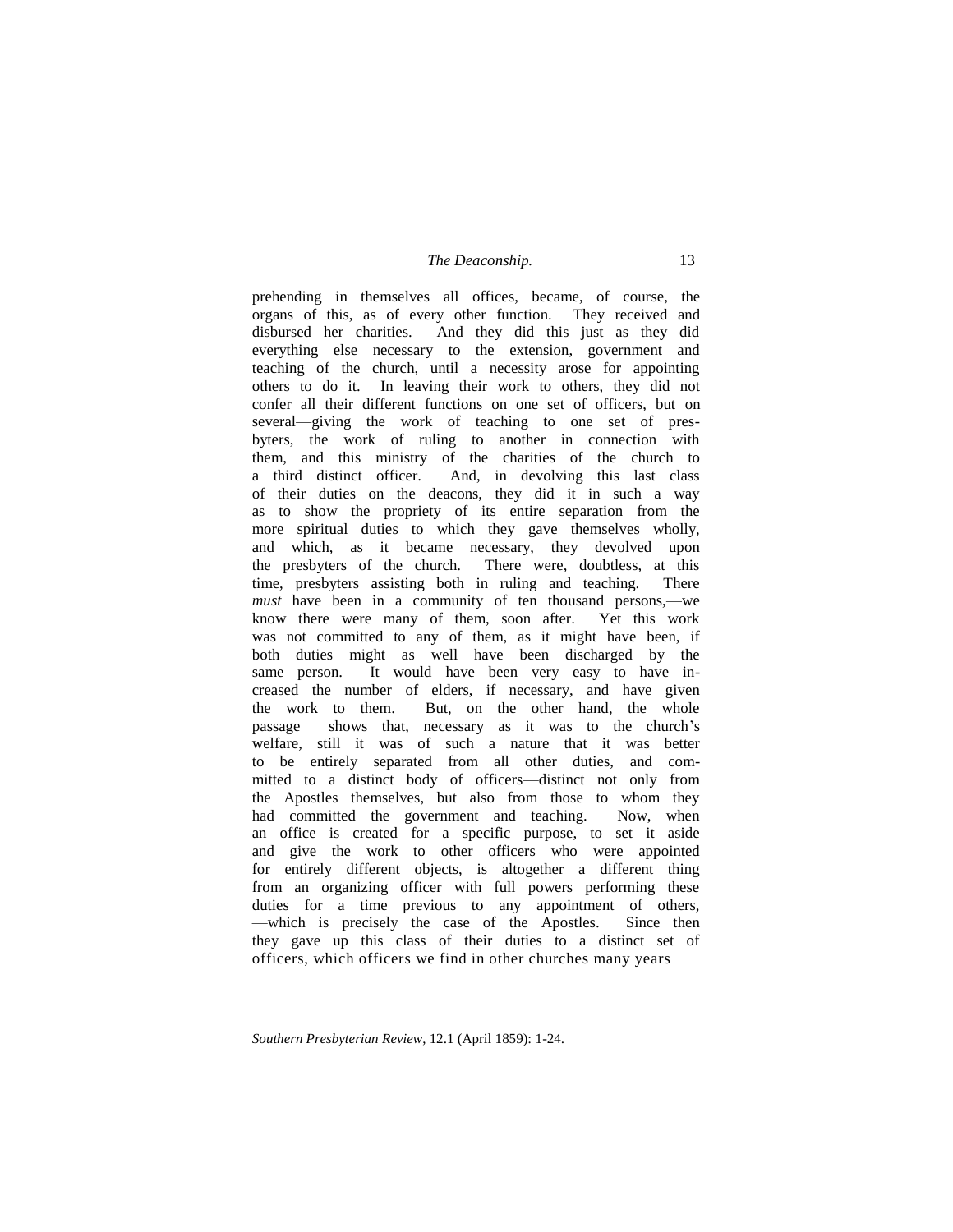prehending in themselves all offices, became, of course, the organs of this, as of every other function. They received and disbursed her charities. And they did this just as they did everything else necessary to the extension, government and teaching of the church, until a necessity arose for appointing others to do it. In leaving their work to others, they did not confer all their different functions on one set of officers, but on several—giving the work of teaching to one set of presbyters, the work of ruling to another in connection with them, and this ministry of the charities of the church to a third distinct officer. And, in devolving this last class of their duties on the deacons, they did it in such a way as to show the propriety of its entire separation from the more spiritual duties to which they gave themselves wholly, and which, as it became necessary, they devolved upon the presbyters of the church. There were, doubtless, at this time, presbyters assisting both in ruling and teaching. There *must* have been in a community of ten thousand persons,—we know there were many of them, soon after. Yet this work was not committed to any of them, as it might have been, if both duties might as well have been discharged by the same person. It would have been very easy to have increased the number of elders, if necessary, and have given the work to them. But, on the other hand, the whole passage shows that, necessary as it was to the church's welfare, still it was of such a nature that it was better to be entirely separated from all other duties, and committed to a distinct body of officers—distinct not only from the Apostles themselves, but also from those to whom they had committed the government and teaching. Now, when an office is created for a specific purpose, to set it aside and give the work to other officers who were appointed for entirely different objects, is altogether a different thing from an organizing officer with full powers performing these duties for a time previous to any appointment of others,—which is precisely the case of the Apostles. Since then they gave up this class of their duties to a distinct set of officers, which officers we find in other churches many years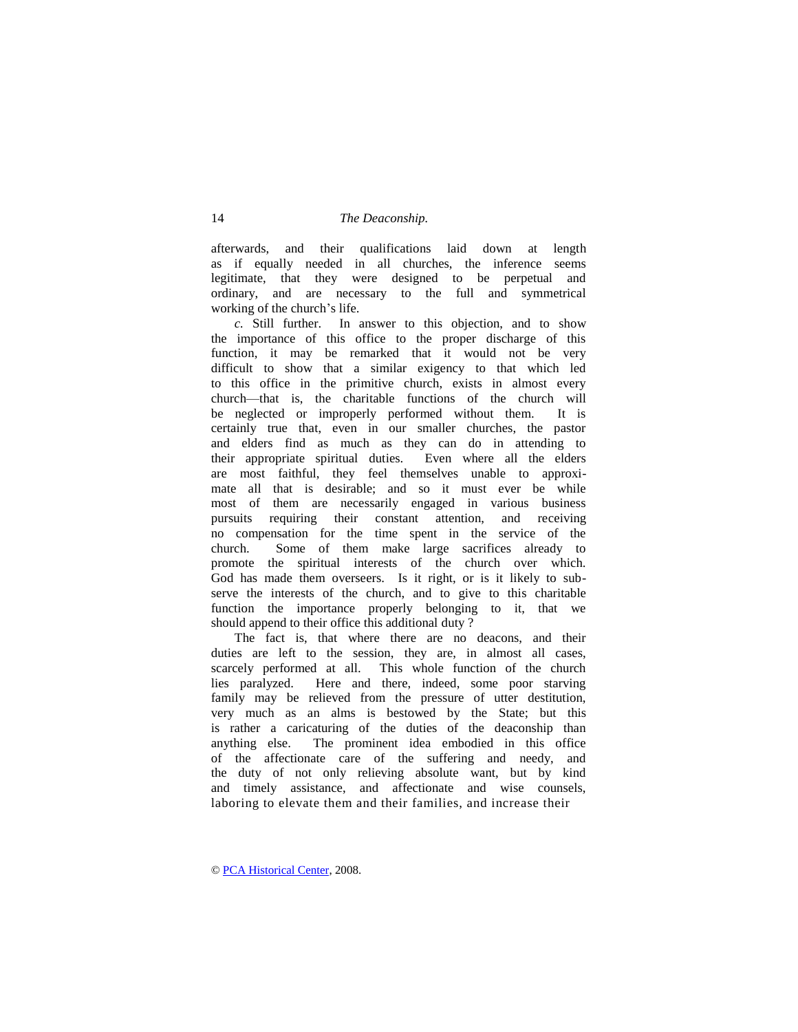afterwards, and their qualifications laid down at length as if equally needed in all churches, the inference seems legitimate, that they were designed to be perpetual and ordinary, and are necessary to the full and symmetrical working of the church's life.

*c.* Still further. In answer to this objection, and to show the importance of this office to the proper discharge of this function, it may be remarked that it would not be very difficult to show that a similar exigency to that which led to this office in the primitive church, exists in almost every church—that is, the charitable functions of the church will be neglected or improperly performed without them. It is certainly true that, even in our smaller churches, the pastor and elders find as much as they can do in attending to their appropriate spiritual duties. Even where all the elders are most faithful, they feel themselves unable to approximate all that is desirable; and so it must ever be while most of them are necessarily engaged in various business pursuits requiring their constant attention, and receiving no compensation for the time spent in the service of the church. Some of them make large sacrifices already to promote the spiritual interests of the church over which. God has made them overseers. Is it right, or is it likely to subserve the interests of the church, and to give to this charitable function the importance properly belonging to it, that we should append to their office this additional duty ?

The fact is, that where there are no deacons, and their duties are left to the session, they are, in almost all cases, scarcely performed at all. This whole function of the church lies paralyzed. Here and there, indeed, some poor starving family may be relieved from the pressure of utter destitution, very much as an alms is bestowed by the State; but this is rather a caricaturing of the duties of the deaconship than anything else. The prominent idea embodied in this office of the affectionate care of the suffering and needy, and the duty of not only relieving absolute want, but by kind and timely assistance, and affectionate and wise counsels, laboring to elevate them and their families, and increase their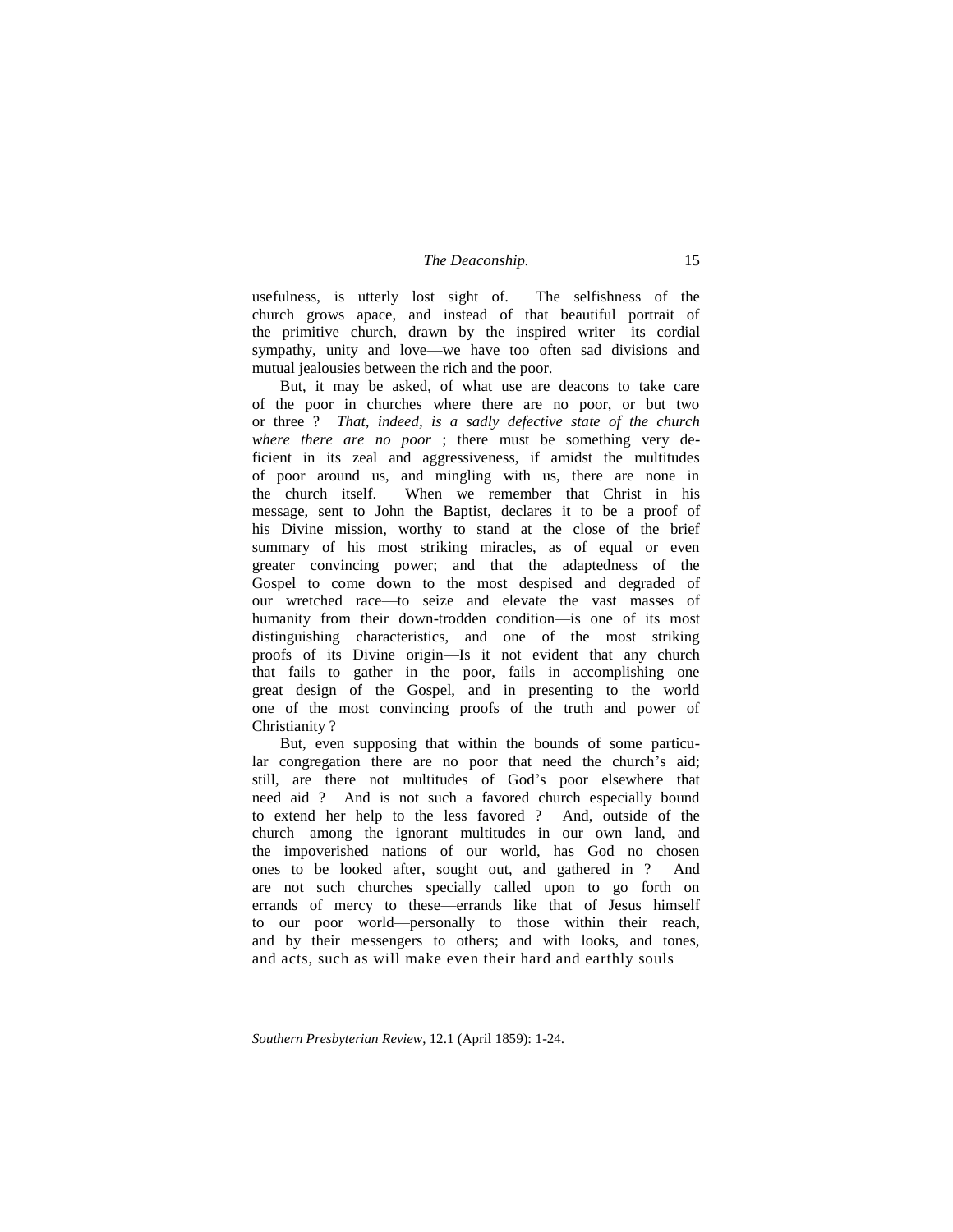usefulness, is utterly lost sight of. The selfishness of the church grows apace, and instead of that beautiful portrait of the primitive church, drawn by the inspired writer—its cordial sympathy, unity and love—we have too often sad divisions and mutual jealousies between the rich and the poor.

But, it may be asked, of what use are deacons to take care of the poor in churches where there are no poor, or but two or three ? *That, indeed, is a sadly defective state of the church where there are no poor* ; there must be something very deficient in its zeal and aggressiveness, if amidst the multitudes of poor around us, and mingling with us, there are none in the church itself. When we remember that Christ in his message, sent to John the Baptist, declares it to be a proof of his Divine mission, worthy to stand at the close of the brief summary of his most striking miracles, as of equal or even greater convincing power; and that the adaptedness of the Gospel to come down to the most despised and degraded of our wretched race—to seize and elevate the vast masses of humanity from their down-trodden condition—is one of its most distinguishing characteristics, and one of the most striking proofs of its Divine origin—Is it not evident that any church that fails to gather in the poor, fails in accomplishing one great design of the Gospel, and in presenting to the world one of the most convincing proofs of the truth and power of Christianity ?

But, even supposing that within the bounds of some particular congregation there are no poor that need the church's aid; still, are there not multitudes of God's poor elsewhere that need aid ? And is not such a favored church especially bound to extend her help to the less favored ? And, outside of the church—among the ignorant multitudes in our own land, and the impoverished nations of our world, has God no chosen ones to be looked after, sought out, and gathered in ? And are not such churches specially called upon to go forth on errands of mercy to these—errands like that of Jesus himself to our poor world—personally to those within their reach, and by their messengers to others; and with looks, and tones, and acts, such as will make even their hard and earthly souls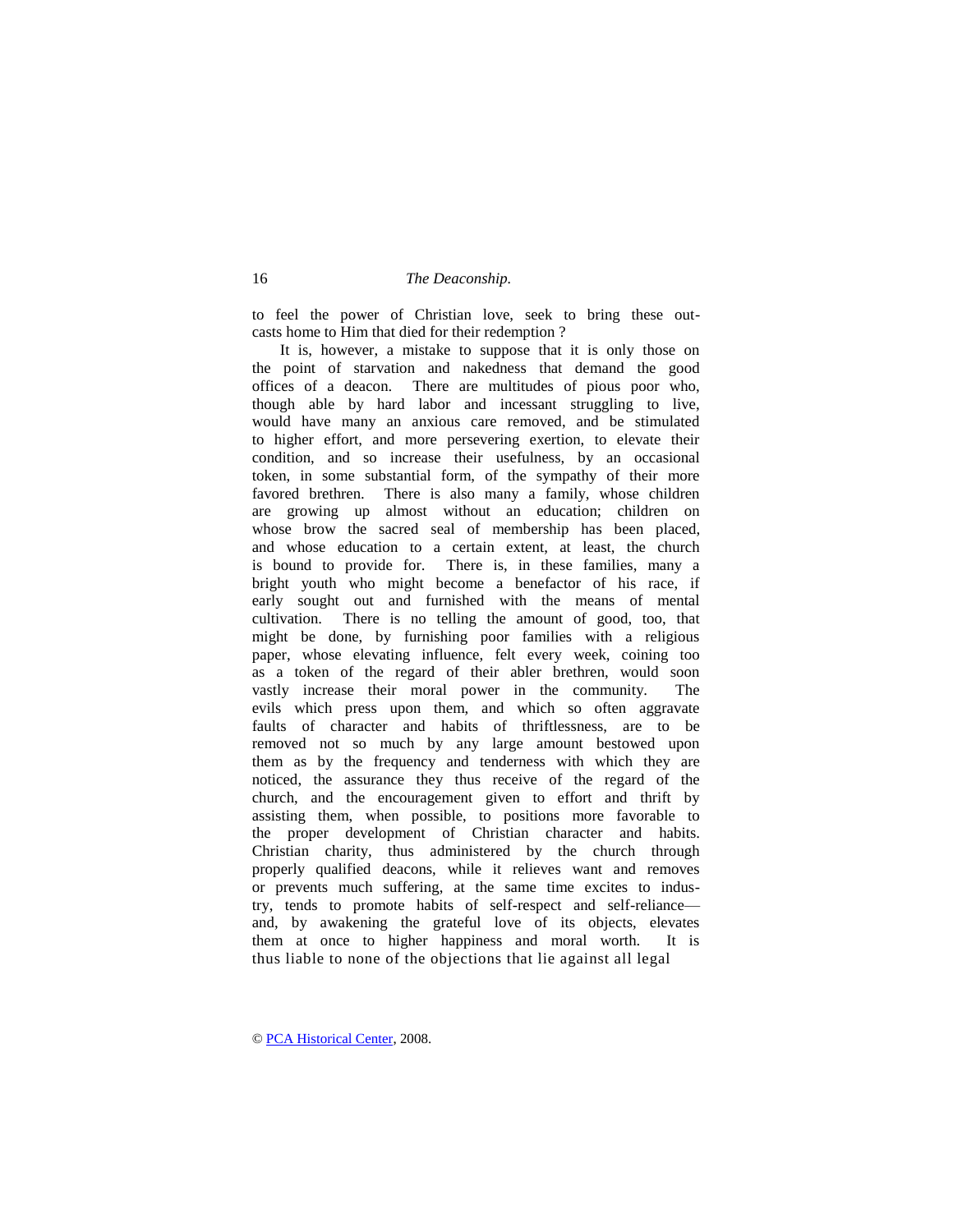to feel the power of Christian love, seek to bring these outcasts home to Him that died for their redemption ?

It is, however, a mistake to suppose that it is only those on the point of starvation and nakedness that demand the good offices of a deacon. There are multitudes of pious poor who, though able by hard labor and incessant struggling to live, would have many an anxious care removed, and be stimulated to higher effort, and more persevering exertion, to elevate their condition, and so increase their usefulness, by an occasional token, in some substantial form, of the sympathy of their more favored brethren. There is also many a family, whose children are growing up almost without an education; children on whose brow the sacred seal of membership has been placed, and whose education to a certain extent, at least, the church is bound to provide for. There is, in these families, many a bright youth who might become a benefactor of his race, if early sought out and furnished with the means of mental cultivation. There is no telling the amount of good, too, that might be done, by furnishing poor families with a religious paper, whose elevating influence, felt every week, coining too as a token of the regard of their abler brethren, would soon vastly increase their moral power in the community. The evils which press upon them, and which so often aggravate faults of character and habits of thriftlessness, are to be removed not so much by any large amount bestowed upon them as by the frequency and tenderness with which they are noticed, the assurance they thus receive of the regard of the church, and the encouragement given to effort and thrift by assisting them, when possible, to positions more favorable to the proper development of Christian character and habits. Christian charity, thus administered by the church through properly qualified deacons, while it relieves want and removes or prevents much suffering, at the same time excites to industry, tends to promote habits of self-respect and self-reliance—and, by awakening the grateful love of its objects, elevates them at once to higher happiness and moral worth. It is thus liable to none of the objections that lie against all legal

© PCA Historical Center, 2008.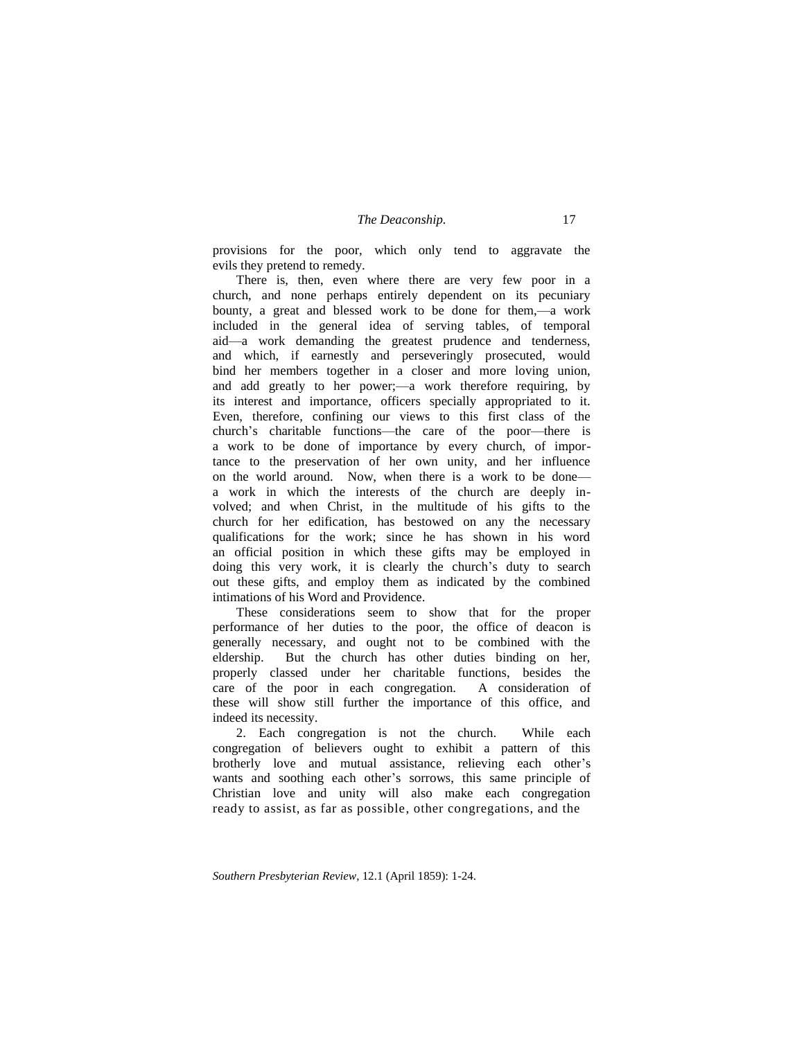provisions for the poor, which only tend to aggravate the evils they pretend to remedy.

There is, then, even where there are very few poor in a church, and none perhaps entirely dependent on its pecuniary bounty, a great and blessed work to be done for them,—a work included in the general idea of serving tables, of temporal aid—a work demanding the greatest prudence and tenderness, and which, if earnestly and perseveringly prosecuted, would bind her members together in a closer and more loving union, and add greatly to her power;—a work therefore requiring, by its interest and importance, officers specially appropriated to it. Even, therefore, confining our views to this first class of the church's charitable functions—the care of the poor—there is a work to be done of importance by every church, of importance to the preservation of her own unity, and her influence on the world around. Now, when there is a work to be done—a work in which the interests of the church are deeply involved; and when Christ, in the multitude of his gifts to the church for her edification, has bestowed on any the necessary qualifications for the work; since he has shown in his word an official position in which these gifts may be employed in doing this very work, it is clearly the church's duty to search out these gifts, and employ them as indicated by the combined intimations of his Word and Providence.

These considerations seem to show that for the proper performance of her duties to the poor, the office of deacon is generally necessary, and ought not to be combined with the eldership. But the church has other duties binding on her, properly classed under her charitable functions, besides the care of the poor in each congregation. A consideration of these will show still further the importance of this office, and indeed its necessity.

2. Each congregation is not the church. While each congregation of believers ought to exhibit a pattern of this brotherly love and mutual assistance, relieving each other's wants and soothing each other's sorrows, this same principle of Christian love and unity will also make each congregation ready to assist, as far as possible, other congregations, and the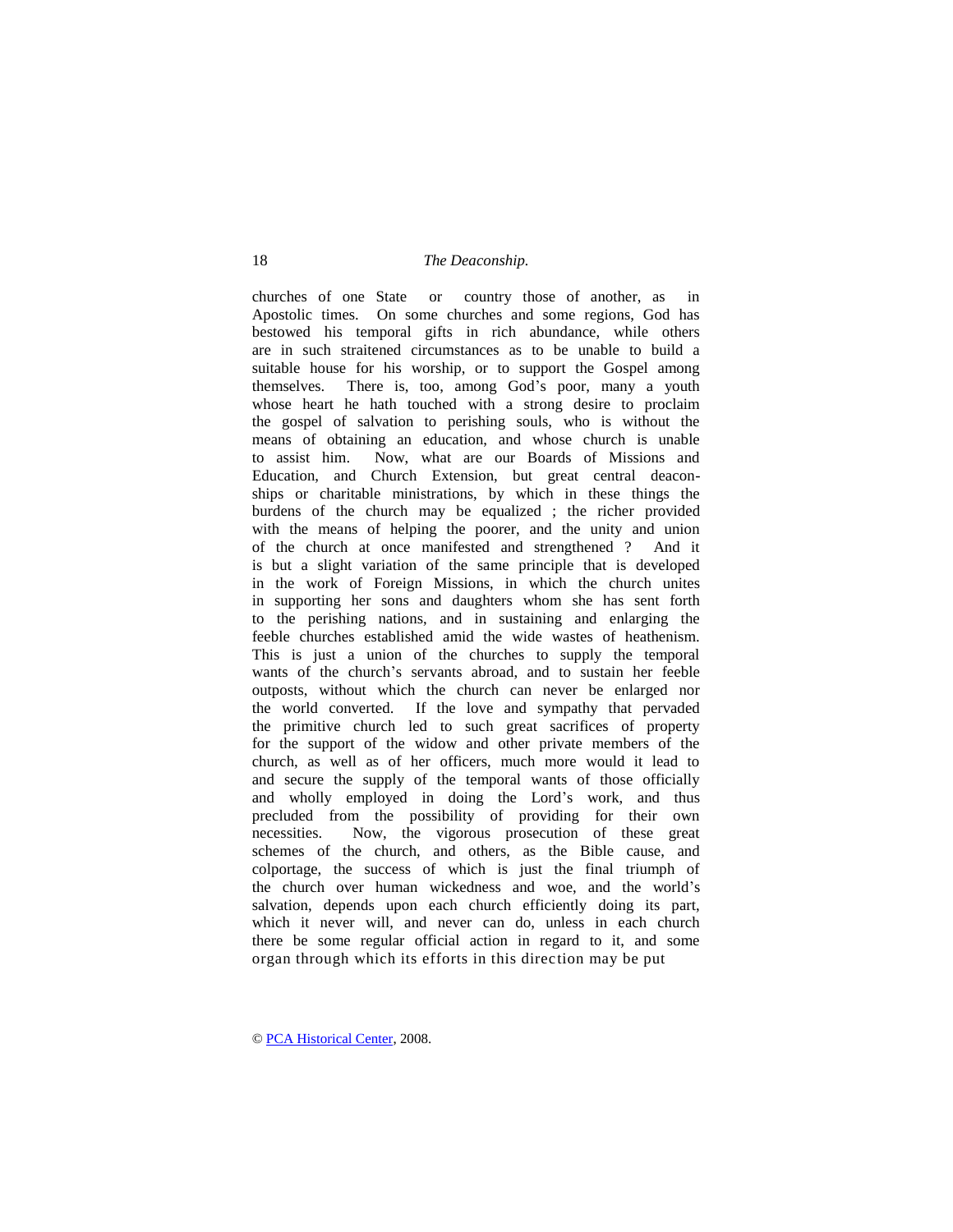churches of one State or country those of another, as in Apostolic times. On some churches and some regions, God has bestowed his temporal gifts in rich abundance, while others are in such straitened circumstances as to be unable to build a suitable house for his worship, or to support the Gospel among themselves. There is, too, among God's poor, many a youth whose heart he hath touched with a strong desire to proclaim the gospel of salvation to perishing souls, who is without the means of obtaining an education, and whose church is unable to assist him. Now, what are our Boards of Missions and Education, and Church Extension, but great central deacon-ships or charitable ministrations, by which in these things the burdens of the church may be equalized ; the richer provided with the means of helping the poorer, and the unity and union of the church at once manifested and strengthened ? And it is but a slight variation of the same principle that is developed in the work of Foreign Missions, in which the church unites in supporting her sons and daughters whom she has sent forth to the perishing nations, and in sustaining and enlarging the feeble churches established amid the wide wastes of heathenism. This is just a union of the churches to supply the temporal wants of the church's servants abroad, and to sustain her feeble outposts, without which the church can never be enlarged nor the world converted. If the love and sympathy that pervaded the primitive church led to such great sacrifices of property for the support of the widow and other private members of the church, as well as of her officers, much more would it lead to and secure the supply of the temporal wants of those officially and wholly employed in doing the Lord's work, and thus precluded from the possibility of providing for their own necessities. Now, the vigorous prosecution of these great schemes of the church, and others, as the Bible cause, and colportage, the success of which is just the final triumph of the church over human wickedness and woe, and the world's salvation, depends upon each church efficiently doing its part, which it never will, and never can do, unless in each church there be some regular official action in regard to it, and some organ through which its efforts in this direction may be put

© PCA Historical Center, 2008.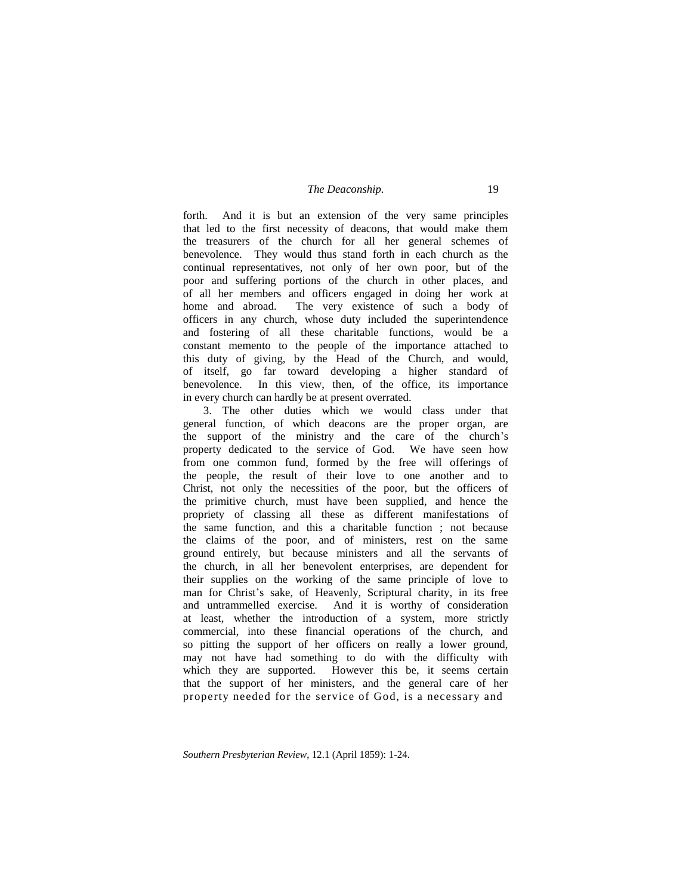forth. And it is but an extension of the very same principles that led to the first necessity of deacons, that would make them the treasurers of the church for all her general schemes of benevolence. They would thus stand forth in each church as the continual representatives, not only of her own poor, but of the poor and suffering portions of the church in other places, and of all her members and officers engaged in doing her work at home and abroad. The very existence of such a body of officers in any church, whose duty included the superintendence and fostering of all these charitable functions, would be a constant memento to the people of the importance attached to this duty of giving, by the Head of the Church, and would, of itself, go far toward developing a higher standard of benevolence. In this view, then, of the office, its importance in every church can hardly be at present overrated.

3. The other duties which we would class under that general function, of which deacons are the proper organ, are the support of the ministry and the care of the church's property dedicated to the service of God. We have seen how from one common fund, formed by the free will offerings of the people, the result of their love to one another and to Christ, not only the necessities of the poor, but the officers of the primitive church, must have been supplied, and hence the propriety of classing all these as different manifestations of the same function, and this a charitable function ; not because the claims of the poor, and of ministers, rest on the same ground entirely, but because ministers and all the servants of the church, in all her benevolent enterprises, are dependent for their supplies on the working of the same principle of love to man for Christ's sake, of Heavenly, Scriptural charity, in its free and untrammelled exercise. And it is worthy of consideration at least, whether the introduction of a system, more strictly commercial, into these financial operations of the church, and so pitting the support of her officers on really a lower ground, may not have had something to do with the difficulty with which they are supported. However this be, it seems certain that the support of her ministers, and the general care of her property needed for the service of God, is a necessary and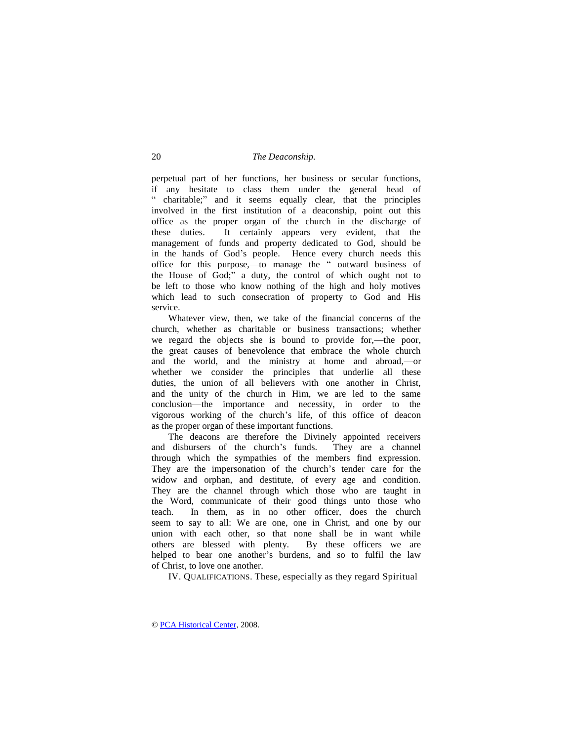perpetual part of her functions, her business or secular functions, if any hesitate to class them under the general head of "charitable;" and it seems equally clear, that the principles involved in the first institution of a deaconship, point out this office as the proper organ of the church in the discharge of these duties. It certainly appears very evident, that the management of funds and property dedicated to God, should be in the hands of God's people. Hence every church needs this office for this purpose,—to manage the "outward business of the House of God;" a duty, the control of which ought not to be left to those who know nothing of the high and holy motives which lead to such consecration of property to God and His service.

Whatever view, then, we take of the financial concerns of the church, whether as charitable or business transactions; whether we regard the objects she is bound to provide for,—the poor, the great causes of benevolence that embrace the whole church and the world, and the ministry at home and abroad,—or whether we consider the principles that underlie all these duties, the union of all believers with one another in Christ, and the unity of the church in Him, we are led to the same conclusion—the importance and necessity, in order to the vigorous working of the church's life, of this office of deacon as the proper organ of these important functions.

The deacons are therefore the Divinely appointed receivers and disbursers of the church's funds. They are a channel through which the sympathies of the members find expression. They are the impersonation of the church's tender care for the widow and orphan, and destitute, of every age and condition. They are the channel through which those who are taught in the Word, communicate of their good things unto those who teach. In them, as in no other officer, does the church seem to say to all: We are one, one in Christ, and one by our union with each other, so that none shall be in want while others are blessed with plenty. By these officers we are helped to bear one another's burdens, and so to fulfil the law of Christ, to love one another.

IV. QUALIFICATIONS. These, especially as they regard Spiritual

© PCA Historical Center, 2008.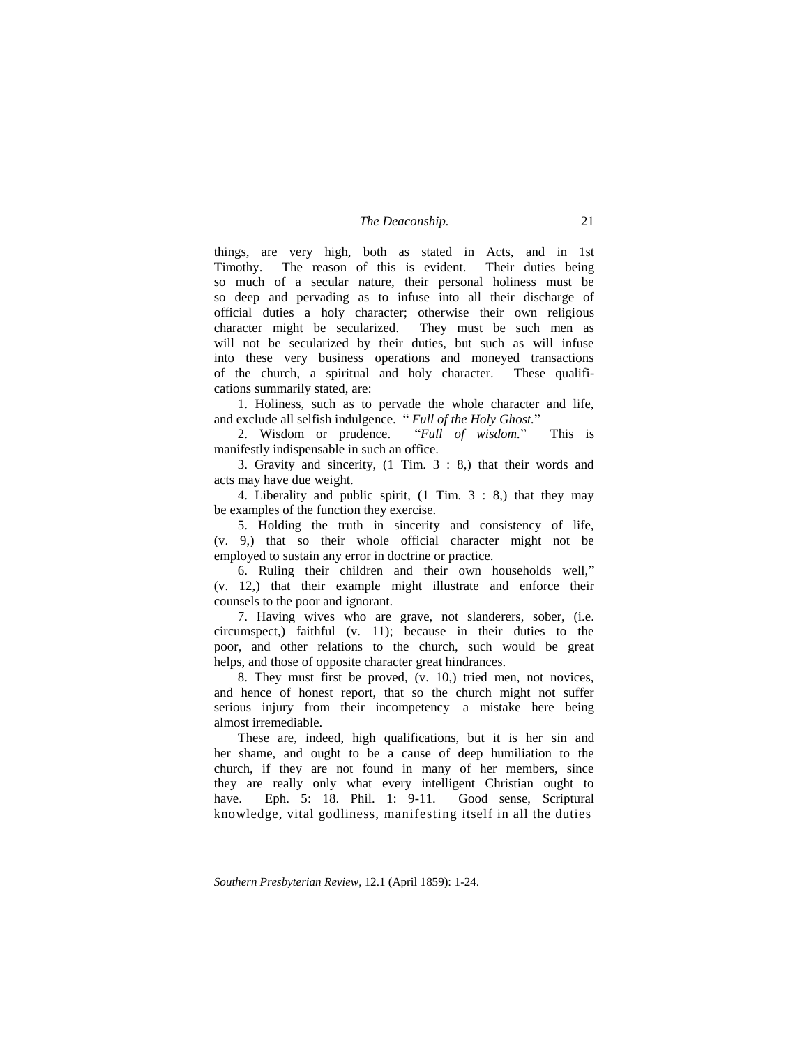things, are very high, both as stated in Acts, and in 1st Timothy. The reason of this is evident. Their duties being so much of a secular nature, their personal holiness must be so deep and pervading as to infuse into all their discharge of official duties a holy character; otherwise their own religious character might be secularized. They must be such men as will not be secularized by their duties, but such as will infuse into these very business operations and moneyed transactions of the church, a spiritual and holy character. These qualifications summarily stated, are:

1. Holiness, such as to pervade the whole character and life, and exclude all selfish indulgence. " *Full of the Holy Ghost.*"

2. Wisdom or prudence. "*Full of wisdom.*" This is manifestly indispensable in such an office.

3. Gravity and sincerity, (1 Tim. 3 : 8,) that their words and acts may have due weight.

4. Liberality and public spirit, (1 Tim. 3 : 8,) that they may be examples of the function they exercise.

5. Holding the truth in sincerity and consistency of life, (v. 9,) that so their whole official character might not be employed to sustain any error in doctrine or practice.

6. Ruling their children and their own households well," (v. 12,) that their example might illustrate and enforce their counsels to the poor and ignorant.

7. Having wives who are grave, not slanderers, sober, (i.e. circumspect,) faithful (v. 11); because in their duties to the poor, and other relations to the church, such would be great helps, and those of opposite character great hindrances.

8. They must first be proved, (v. 10,) tried men, not novices, and hence of honest report, that so the church might not suffer serious injury from their incompetency—a mistake here being almost irremediable.

These are, indeed, high qualifications, but it is her sin and her shame, and ought to be a cause of deep humiliation to the church, if they are not found in many of her members, since they are really only what every intelligent Christian ought to have. Eph. 5: 18. Phil. 1: 9-11. Good sense, Scriptural knowledge, vital godliness, manifesting itself in all the duties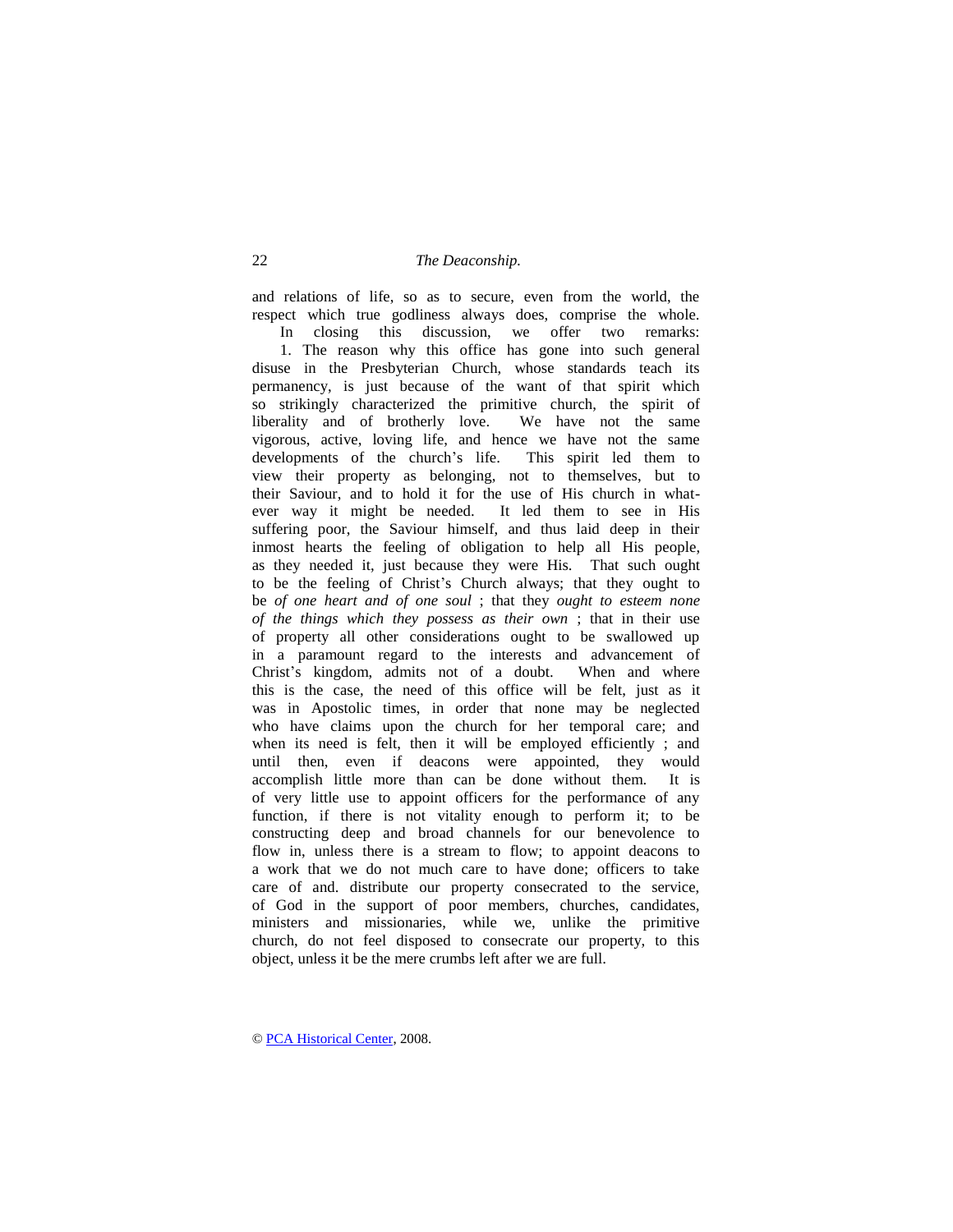and relations of life, so as to secure, even from the world, the respect which true godliness always does, comprise the whole.

In closing this discussion, we offer two remarks:

1. The reason why this office has gone into such general disuse in the Presbyterian Church, whose standards teach its permanency, is just because of the want of that spirit which so strikingly characterized the primitive church, the spirit of liberality and of brotherly love. We have not the same vigorous, active, loving life, and hence we have not the same developments of the church's life. This spirit led them to view their property as belonging, not to themselves, but to their Saviour, and to hold it for the use of His church in whatever way it might be needed. It led them to see in His suffering poor, the Saviour himself, and thus laid deep in their inmost hearts the feeling of obligation to help all His people, as they needed it, just because they were His. That such ought to be the feeling of Christ's Church always; that they ought to be *of one heart and of one soul* ; that they *ought to esteem none of the things which they possess as their own* ; that in their use of property all other considerations ought to be swallowed up in a paramount regard to the interests and advancement of Christ's kingdom, admits not of a doubt. When and where this is the case, the need of this office will be felt, just as it was in Apostolic times, in order that none may be neglected who have claims upon the church for her temporal care; and when its need is felt, then it will be employed efficiently ; and until then, even if deacons were appointed, they would accomplish little more than can be done without them. It is of very little use to appoint officers for the performance of any function, if there is not vitality enough to perform it; to be constructing deep and broad channels for our benevolence to flow in, unless there is a stream to flow; to appoint deacons to a work that we do not much care to have done; officers to take care of and. distribute our property consecrated to the service, of God in the support of poor members, churches, candidates, ministers and missionaries, while we, unlike the primitive church, do not feel disposed to consecrate our property, to this object, unless it be the mere crumbs left after we are full.

© PCA Historical Center, 2008.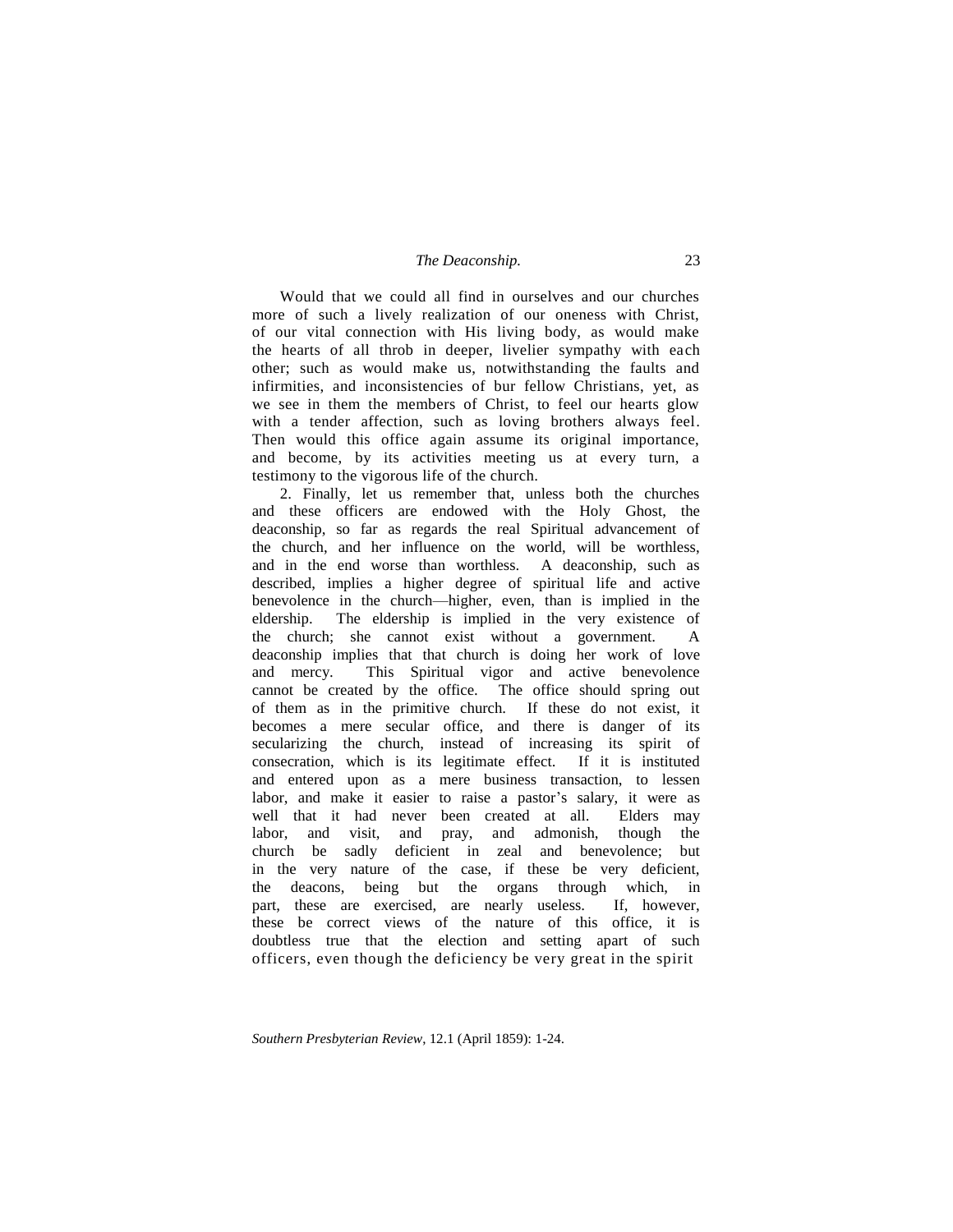Would that we could all find in ourselves and our churches more of such a lively realization of our oneness with Christ, of our vital connection with His living body, as would make the hearts of all throb in deeper, livelier sympathy with each other; such as would make us, notwithstanding the faults and infirmities, and inconsistencies of bur fellow Christians, yet, as we see in them the members of Christ, to feel our hearts glow with a tender affection, such as loving brothers always feel. Then would this office again assume its original importance, and become, by its activities meeting us at every turn, a testimony to the vigorous life of the church.

2. Finally, let us remember that, unless both the churches and these officers are endowed with the Holy Ghost, the deaconship, so far as regards the real Spiritual advancement of the church, and her influence on the world, will be worthless, and in the end worse than worthless. A deaconship, such as described, implies a higher degree of spiritual life and active benevolence in the church—higher, even, than is implied in the eldership. The eldership is implied in the very existence of the church; she cannot exist without a government. A deaconship implies that that church is doing her work of love and mercy. This Spiritual vigor and active benevolence cannot be created by the office. The office should spring out of them as in the primitive church. If these do not exist, it becomes a mere secular office, and there is danger of its secularizing the church, instead of increasing its spirit of consecration, which is its legitimate effect. If it is instituted and entered upon as a mere business transaction, to lessen labor, and make it easier to raise a pastor's salary, it were as well that it had never been created at all. Elders may labor, and visit, and pray, and admonish, though the church be sadly deficient in zeal and benevolence; but in the very nature of the case, if these be very deficient, the deacons, being but the organs through which, in part, these are exercised, are nearly useless. If, however, these be correct views of the nature of this office, it is doubtless true that the election and setting apart of such officers, even though the deficiency be very great in the spirit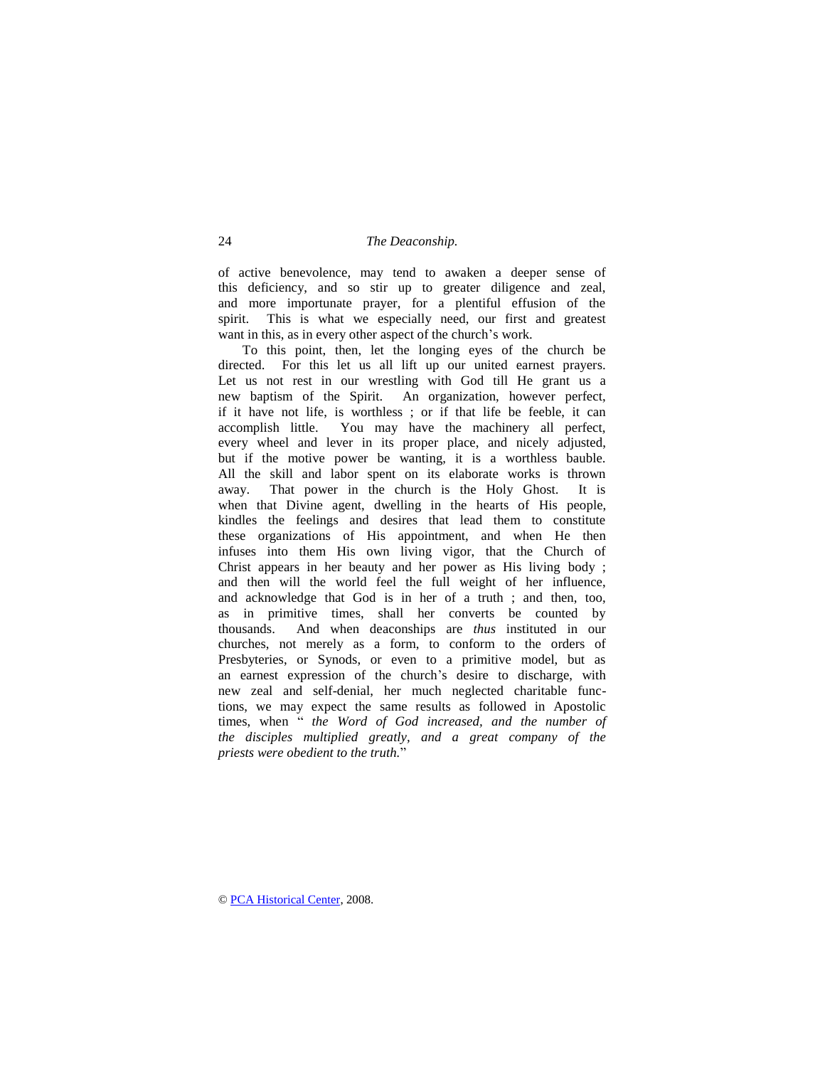of active benevolence, may tend to awaken a deeper sense of this deficiency, and so stir up to greater diligence and zeal, and more importunate prayer, for a plentiful effusion of the spirit. This is what we especially need, our first and greatest want in this, as in every other aspect of the church's work.

To this point, then, let the longing eyes of the church be directed. For this let us all lift up our united earnest prayers. Let us not rest in our wrestling with God till He grant us a new baptism of the Spirit. An organization, however perfect, if it have not life, is worthless ; or if that life be feeble, it can accomplish little. You may have the machinery all perfect, every wheel and lever in its proper place, and nicely adjusted, but if the motive power be wanting, it is a worthless bauble. All the skill and labor spent on its elaborate works is thrown away. That power in the church is the Holy Ghost. It is when that Divine agent, dwelling in the hearts of His people, kindles the feelings and desires that lead them to constitute these organizations of His appointment, and when He then infuses into them His own living vigor, that the Church of Christ appears in her beauty and her power as His living body ; and then will the world feel the full weight of her influence, and acknowledge that God is in her of a truth ; and then, too, as in primitive times, shall her converts be counted by thousands. And when deaconships are *thus* instituted in our churches, not merely as a form, to conform to the orders of Presbyteries, or Synods, or even to a primitive model, but as an earnest expression of the church's desire to discharge, with new zeal and self-denial, her much neglected charitable functions, we may expect the same results as followed in Apostolic times, when " *the Word of God increased, and the number of the disciples multiplied greatly, and a great company of the priests were obedient to the truth.*"

© PCA Historical Center, 2008.